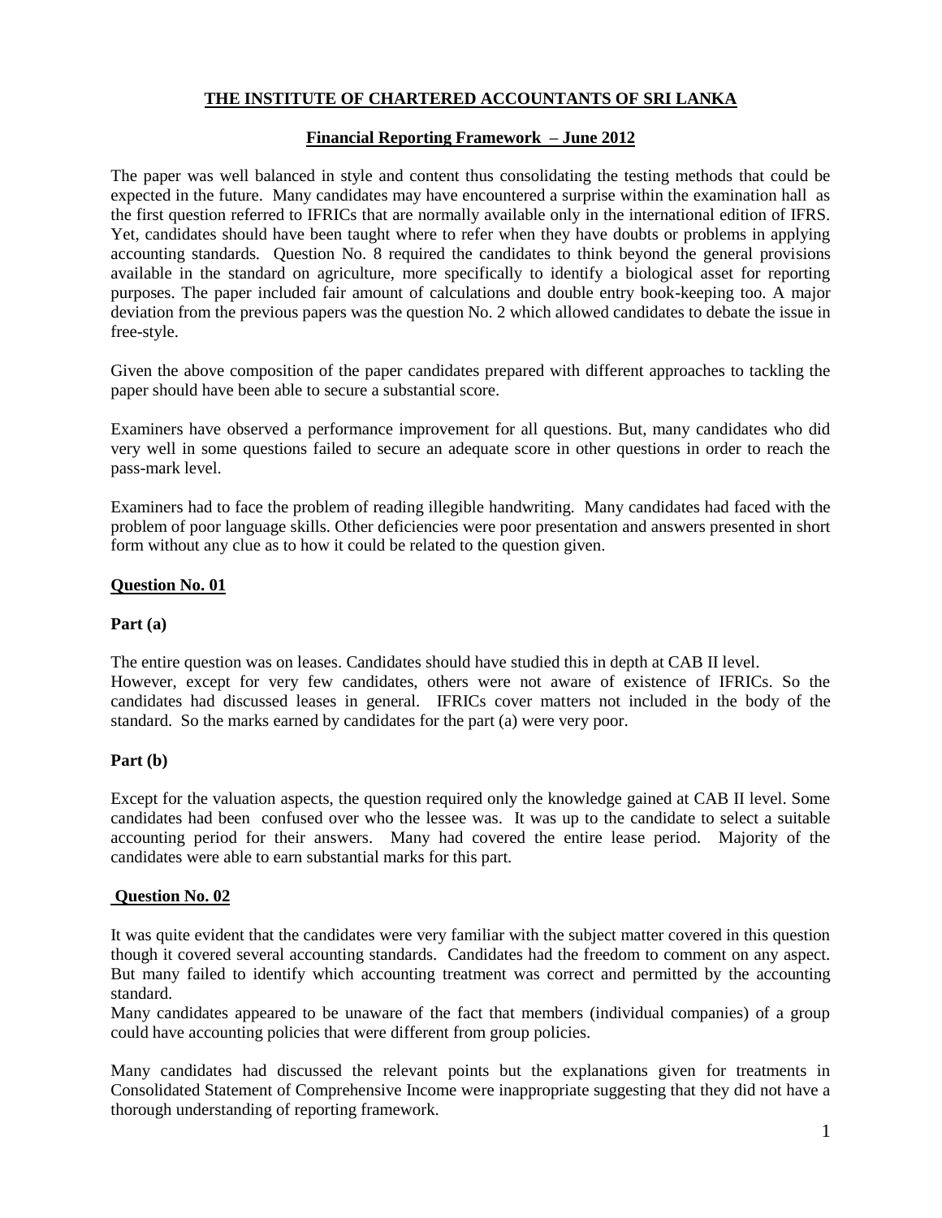# THE INSTITUTE OF CHARTERED ACCOUNTANTS OF SRI LANKA

## Financial Reporting Framework – June 2012

The paper was well balanced in style and content thus consolidating the testing methods that could be expected in the future. Many candidates may have encountered a surprise within the examination hall as the first question referred to IFRICs that are normally available only in the international edition of IFRS. Yet, candidates should have been taught where to refer when they have doubts or problems in applying accounting standards. Question No. 8 required the candidates to think beyond the general provisions available in the standard on agriculture, more specifically to identify a biological asset for reporting purposes. The paper included fair amount of calculations and double entry book-keeping too. A major deviation from the previous papers was the question No. 2 which allowed candidates to debate the issue in free-style.

Given the above composition of the paper candidates prepared with different approaches to tackling the paper should have been able to secure a substantial score.

Examiners have observed a performance improvement for all questions. But, many candidates who did very well in some questions failed to secure an adequate score in other questions in order to reach the pass-mark level.

Examiners had to face the problem of reading illegible handwriting. Many candidates had faced with the problem of poor language skills. Other deficiencies were poor presentation and answers presented in short form without any clue as to how it could be related to the question given.

### Question No. 01

**Part (a)**

The entire question was on leases. Candidates should have studied this in depth at CAB II level.
However, except for very few candidates, others were not aware of existence of IFRICs. So the candidates had discussed leases in general. IFRICs cover matters not included in the body of the standard. So the marks earned by candidates for the part (a) were very poor.

**Part (b)**

Except for the valuation aspects, the question required only the knowledge gained at CAB II level. Some candidates had been confused over who the lessee was. It was up to the candidate to select a suitable accounting period for their answers. Many had covered the entire lease period. Majority of the candidates were able to earn substantial marks for this part.

### Question No. 02

It was quite evident that the candidates were very familiar with the subject matter covered in this question though it covered several accounting standards. Candidates had the freedom to comment on any aspect. But many failed to identify which accounting treatment was correct and permitted by the accounting standard.
Many candidates appeared to be unaware of the fact that members (individual companies) of a group could have accounting policies that were different from group policies.

Many candidates had discussed the relevant points but the explanations given for treatments in Consolidated Statement of Comprehensive Income were inappropriate suggesting that they did not have a thorough understanding of reporting framework.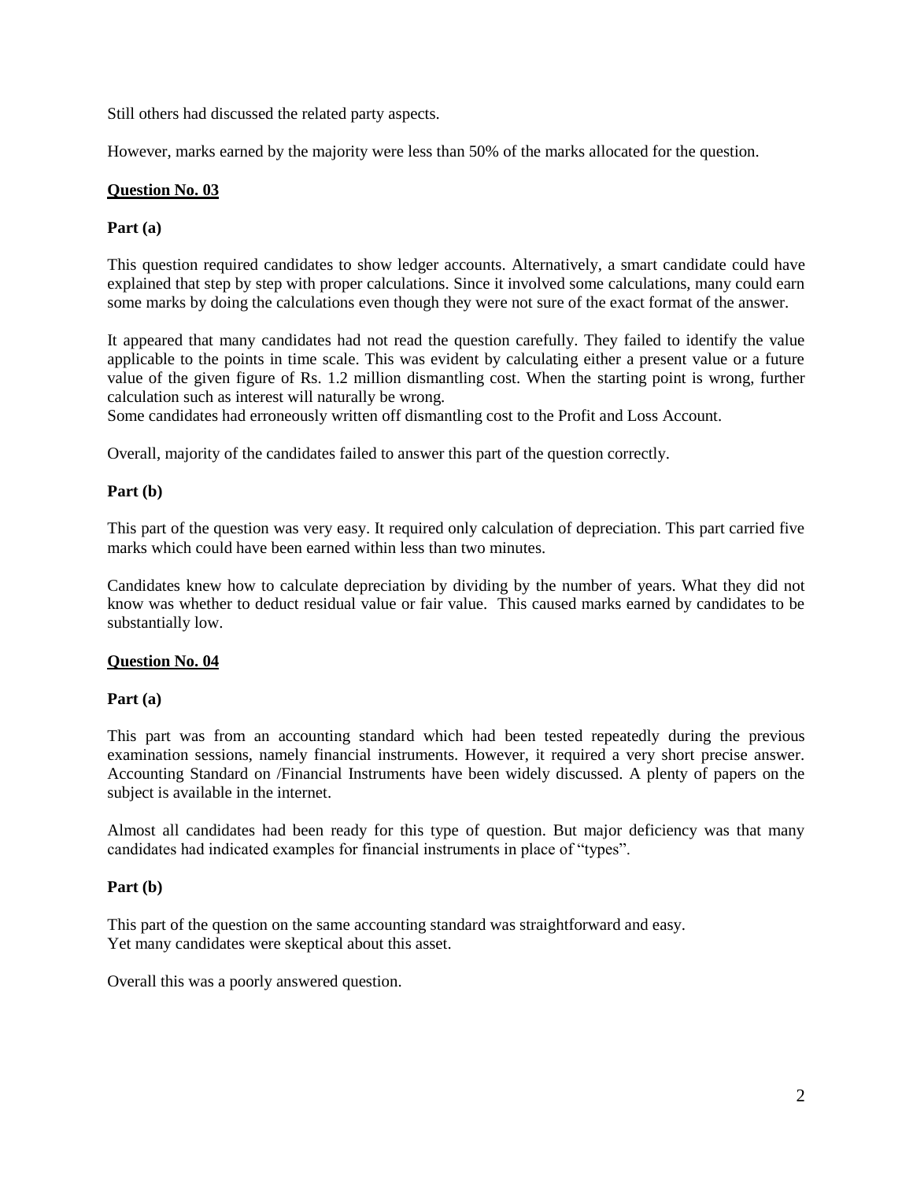Still others had discussed the related party aspects.

However, marks earned by the majority were less than 50% of the marks allocated for the question.

## Question No. 03

### Part (a)

This question required candidates to show ledger accounts. Alternatively, a smart candidate could have explained that step by step with proper calculations. Since it involved some calculations, many could earn some marks by doing the calculations even though they were not sure of the exact format of the answer.

It appeared that many candidates had not read the question carefully. They failed to identify the value applicable to the points in time scale. This was evident by calculating either a present value or a future value of the given figure of Rs. 1.2 million dismantling cost. When the starting point is wrong, further calculation such as interest will naturally be wrong.
Some candidates had erroneously written off dismantling cost to the Profit and Loss Account.

Overall, majority of the candidates failed to answer this part of the question correctly.

### Part (b)

This part of the question was very easy. It required only calculation of depreciation. This part carried five marks which could have been earned within less than two minutes.

Candidates knew how to calculate depreciation by dividing by the number of years. What they did not know was whether to deduct residual value or fair value. This caused marks earned by candidates to be substantially low.

## Question No. 04

### Part (a)

This part was from an accounting standard which had been tested repeatedly during the previous examination sessions, namely financial instruments. However, it required a very short precise answer. Accounting Standard on /Financial Instruments have been widely discussed. A plenty of papers on the subject is available in the internet.

Almost all candidates had been ready for this type of question. But major deficiency was that many candidates had indicated examples for financial instruments in place of "types".

### Part (b)

This part of the question on the same accounting standard was straightforward and easy.
Yet many candidates were skeptical about this asset.

Overall this was a poorly answered question.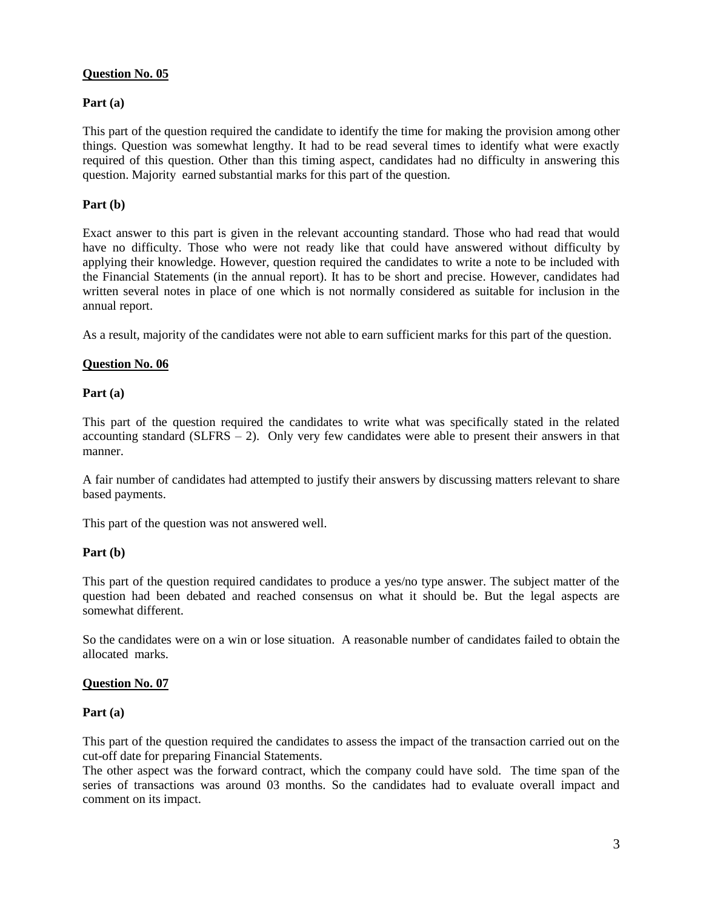## Question No. 05

### Part (a)

This part of the question required the candidate to identify the time for making the provision among other things. Question was somewhat lengthy. It had to be read several times to identify what were exactly required of this question. Other than this timing aspect, candidates had no difficulty in answering this question. Majority earned substantial marks for this part of the question.

### Part (b)

Exact answer to this part is given in the relevant accounting standard. Those who had read that would have no difficulty. Those who were not ready like that could have answered without difficulty by applying their knowledge. However, question required the candidates to write a note to be included with the Financial Statements (in the annual report). It has to be short and precise. However, candidates had written several notes in place of one which is not normally considered as suitable for inclusion in the annual report.

As a result, majority of the candidates were not able to earn sufficient marks for this part of the question.

## Question No. 06

### Part (a)

This part of the question required the candidates to write what was specifically stated in the related accounting standard (SLFRS – 2). Only very few candidates were able to present their answers in that manner.

A fair number of candidates had attempted to justify their answers by discussing matters relevant to share based payments.

This part of the question was not answered well.

### Part (b)

This part of the question required candidates to produce a yes/no type answer. The subject matter of the question had been debated and reached consensus on what it should be. But the legal aspects are somewhat different.

So the candidates were on a win or lose situation. A reasonable number of candidates failed to obtain the allocated marks.

## Question No. 07

### Part (a)

This part of the question required the candidates to assess the impact of the transaction carried out on the cut-off date for preparing Financial Statements.

The other aspect was the forward contract, which the company could have sold. The time span of the series of transactions was around 03 months. So the candidates had to evaluate overall impact and comment on its impact.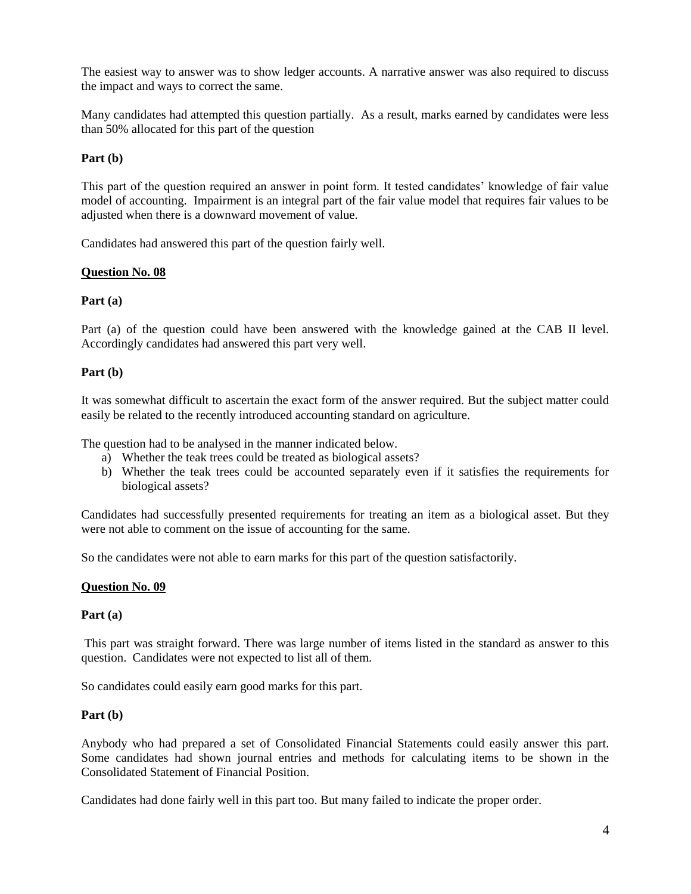The easiest way to answer was to show ledger accounts. A narrative answer was also required to discuss the impact and ways to correct the same.

Many candidates had attempted this question partially. As a result, marks earned by candidates were less than 50% allocated for this part of the question

**Part (b)**

This part of the question required an answer in point form. It tested candidates' knowledge of fair value model of accounting. Impairment is an integral part of the fair value model that requires fair values to be adjusted when there is a downward movement of value.

Candidates had answered this part of the question fairly well.

**Question No. 08**

**Part (a)**

Part (a) of the question could have been answered with the knowledge gained at the CAB II level. Accordingly candidates had answered this part very well.

**Part (b)**

It was somewhat difficult to ascertain the exact form of the answer required. But the subject matter could easily be related to the recently introduced accounting standard on agriculture.

The question had to be analysed in the manner indicated below.

a) Whether the teak trees could be treated as biological assets?
b) Whether the teak trees could be accounted separately even if it satisfies the requirements for biological assets?

Candidates had successfully presented requirements for treating an item as a biological asset. But they were not able to comment on the issue of accounting for the same.

So the candidates were not able to earn marks for this part of the question satisfactorily.

**Question No. 09**

**Part (a)**

This part was straight forward. There was large number of items listed in the standard as answer to this question. Candidates were not expected to list all of them.

So candidates could easily earn good marks for this part.

**Part (b)**

Anybody who had prepared a set of Consolidated Financial Statements could easily answer this part. Some candidates had shown journal entries and methods for calculating items to be shown in the Consolidated Statement of Financial Position.

Candidates had done fairly well in this part too. But many failed to indicate the proper order.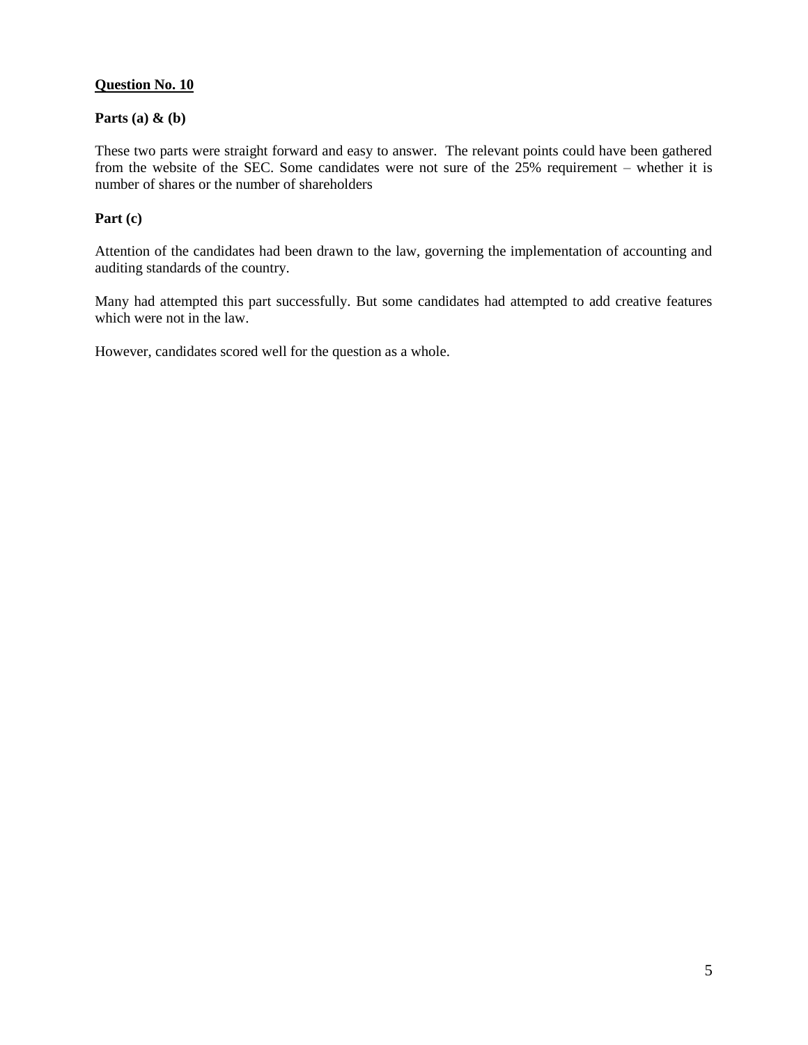**<u>Question No. 10</u>**

**Parts (a) & (b)**

These two parts were straight forward and easy to answer. The relevant points could have been gathered from the website of the SEC. Some candidates were not sure of the 25% requirement – whether it is number of shares or the number of shareholders

**Part (c)**

Attention of the candidates had been drawn to the law, governing the implementation of accounting and auditing standards of the country.

Many had attempted this part successfully. But some candidates had attempted to add creative features which were not in the law.

However, candidates scored well for the question as a whole.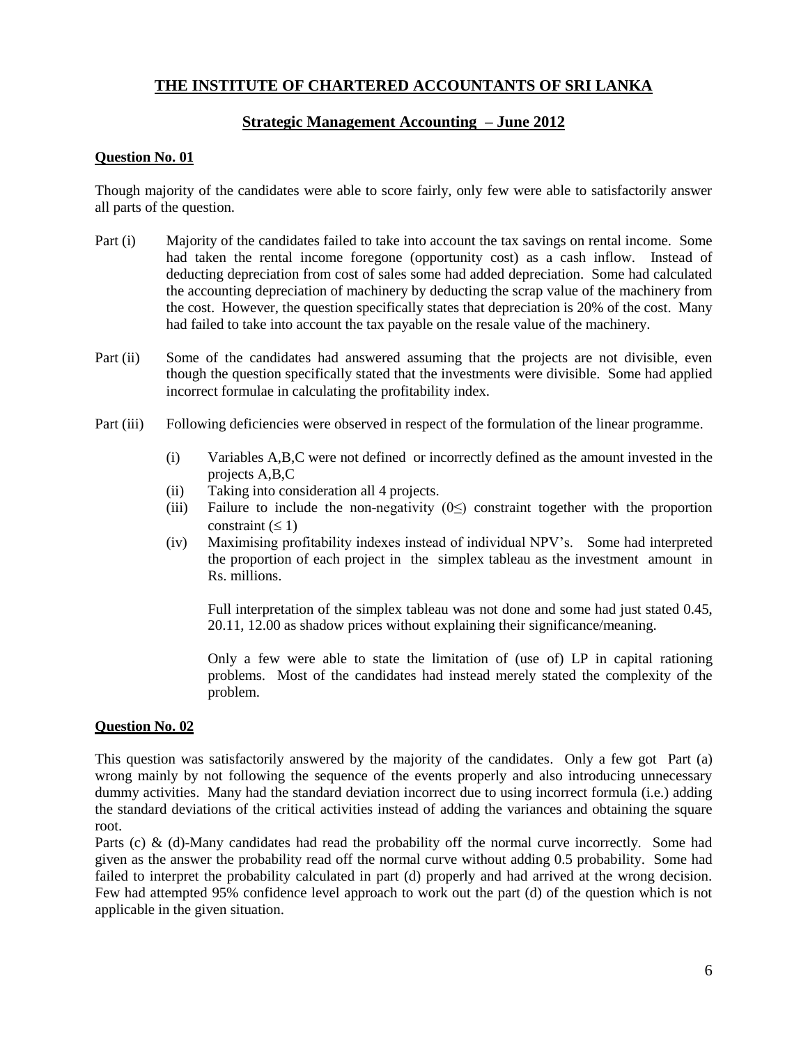# THE INSTITUTE OF CHARTERED ACCOUNTANTS OF SRI LANKA

## Strategic Management Accounting – June 2012

### Question No. 01

Though majority of the candidates were able to score fairly, only few were able to satisfactorily answer all parts of the question.

Part (i) Majority of the candidates failed to take into account the tax savings on rental income. Some had taken the rental income foregone (opportunity cost) as a cash inflow. Instead of deducting depreciation from cost of sales some had added depreciation. Some had calculated the accounting depreciation of machinery by deducting the scrap value of the machinery from the cost. However, the question specifically states that depreciation is 20% of the cost. Many had failed to take into account the tax payable on the resale value of the machinery.

Part (ii) Some of the candidates had answered assuming that the projects are not divisible, even though the question specifically stated that the investments were divisible. Some had applied incorrect formulae in calculating the profitability index.

Part (iii) Following deficiencies were observed in respect of the formulation of the linear programme.

(i) Variables A,B,C were not defined or incorrectly defined as the amount invested in the projects A,B,C
(ii) Taking into consideration all 4 projects.
(iii) Failure to include the non-negativity ($0\leq$) constraint together with the proportion constraint ($\leq 1$)
(iv) Maximising profitability indexes instead of individual NPV's. Some had interpreted the proportion of each project in the simplex tableau as the investment amount in Rs. millions.

Full interpretation of the simplex tableau was not done and some had just stated 0.45, 20.11, 12.00 as shadow prices without explaining their significance/meaning.

Only a few were able to state the limitation of (use of) LP in capital rationing problems. Most of the candidates had instead merely stated the complexity of the problem.

### Question No. 02

This question was satisfactorily answered by the majority of the candidates. Only a few got Part (a) wrong mainly by not following the sequence of the events properly and also introducing unnecessary dummy activities. Many had the standard deviation incorrect due to using incorrect formula (i.e.) adding the standard deviations of the critical activities instead of adding the variances and obtaining the square root.

Parts (c) & (d)-Many candidates had read the probability off the normal curve incorrectly. Some had given as the answer the probability read off the normal curve without adding 0.5 probability. Some had failed to interpret the probability calculated in part (d) properly and had arrived at the wrong decision. Few had attempted 95% confidence level approach to work out the part (d) of the question which is not applicable in the given situation.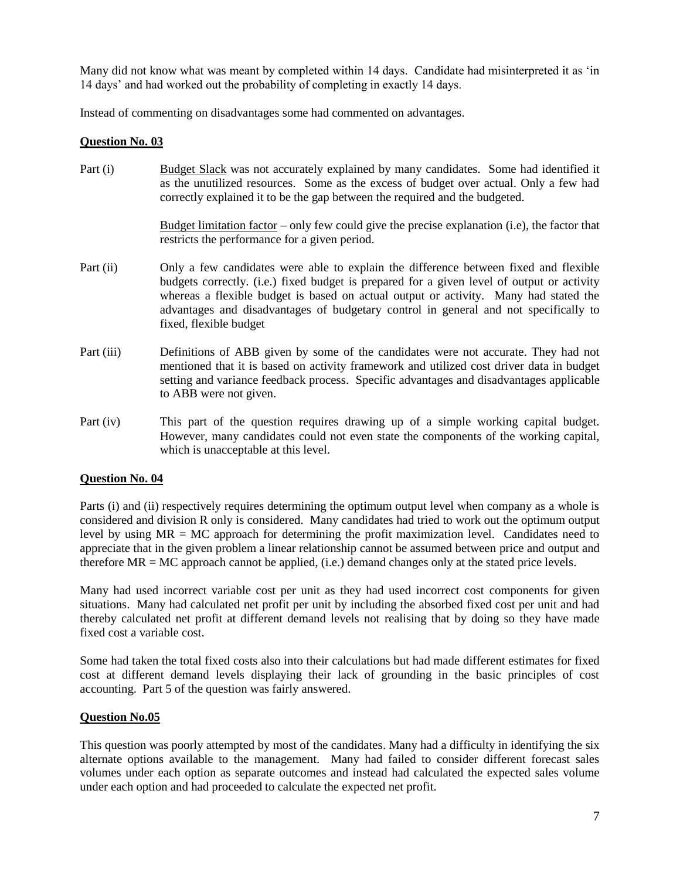Many did not know what was meant by completed within 14 days. Candidate had misinterpreted it as 'in 14 days' and had worked out the probability of completing in exactly 14 days.

Instead of commenting on disadvantages some had commented on advantages.

**Question No. 03**

Part (i) Budget Slack was not accurately explained by many candidates. Some had identified it as the unutilized resources. Some as the excess of budget over actual. Only a few had correctly explained it to be the gap between the required and the budgeted.

Budget limitation factor – only few could give the precise explanation (i.e), the factor that restricts the performance for a given period.

Part (ii) Only a few candidates were able to explain the difference between fixed and flexible budgets correctly. (i.e.) fixed budget is prepared for a given level of output or activity whereas a flexible budget is based on actual output or activity. Many had stated the advantages and disadvantages of budgetary control in general and not specifically to fixed, flexible budget

Part (iii) Definitions of ABB given by some of the candidates were not accurate. They had not mentioned that it is based on activity framework and utilized cost driver data in budget setting and variance feedback process. Specific advantages and disadvantages applicable to ABB were not given.

Part (iv) This part of the question requires drawing up of a simple working capital budget. However, many candidates could not even state the components of the working capital, which is unacceptable at this level.

**Question No. 04**

Parts (i) and (ii) respectively requires determining the optimum output level when company as a whole is considered and division R only is considered. Many candidates had tried to work out the optimum output level by using MR = MC approach for determining the profit maximization level. Candidates need to appreciate that in the given problem a linear relationship cannot be assumed between price and output and therefore MR = MC approach cannot be applied, (i.e.) demand changes only at the stated price levels.

Many had used incorrect variable cost per unit as they had used incorrect cost components for given situations. Many had calculated net profit per unit by including the absorbed fixed cost per unit and had thereby calculated net profit at different demand levels not realising that by doing so they have made fixed cost a variable cost.

Some had taken the total fixed costs also into their calculations but had made different estimates for fixed cost at different demand levels displaying their lack of grounding in the basic principles of cost accounting. Part 5 of the question was fairly answered.

**Question No.05**

This question was poorly attempted by most of the candidates. Many had a difficulty in identifying the six alternate options available to the management. Many had failed to consider different forecast sales volumes under each option as separate outcomes and instead had calculated the expected sales volume under each option and had proceeded to calculate the expected net profit.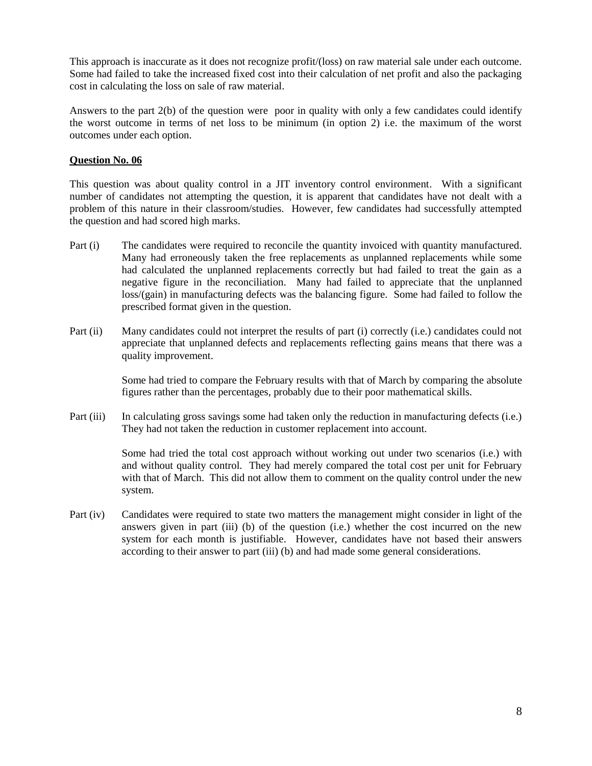This approach is inaccurate as it does not recognize profit/(loss) on raw material sale under each outcome. Some had failed to take the increased fixed cost into their calculation of net profit and also the packaging cost in calculating the loss on sale of raw material.

Answers to the part 2(b) of the question were poor in quality with only a few candidates could identify the worst outcome in terms of net loss to be minimum (in option 2) i.e. the maximum of the worst outcomes under each option.

**Question No. 06**

This question was about quality control in a JIT inventory control environment. With a significant number of candidates not attempting the question, it is apparent that candidates have not dealt with a problem of this nature in their classroom/studies. However, few candidates had successfully attempted the question and had scored high marks.

Part (i) The candidates were required to reconcile the quantity invoiced with quantity manufactured. Many had erroneously taken the free replacements as unplanned replacements while some had calculated the unplanned replacements correctly but had failed to treat the gain as a negative figure in the reconciliation. Many had failed to appreciate that the unplanned loss/(gain) in manufacturing defects was the balancing figure. Some had failed to follow the prescribed format given in the question.

Part (ii) Many candidates could not interpret the results of part (i) correctly (i.e.) candidates could not appreciate that unplanned defects and replacements reflecting gains means that there was a quality improvement.

Some had tried to compare the February results with that of March by comparing the absolute figures rather than the percentages, probably due to their poor mathematical skills.

Part (iii) In calculating gross savings some had taken only the reduction in manufacturing defects (i.e.) They had not taken the reduction in customer replacement into account.

Some had tried the total cost approach without working out under two scenarios (i.e.) with and without quality control. They had merely compared the total cost per unit for February with that of March. This did not allow them to comment on the quality control under the new system.

Part (iv) Candidates were required to state two matters the management might consider in light of the answers given in part (iii) (b) of the question (i.e.) whether the cost incurred on the new system for each month is justifiable. However, candidates have not based their answers according to their answer to part (iii) (b) and had made some general considerations.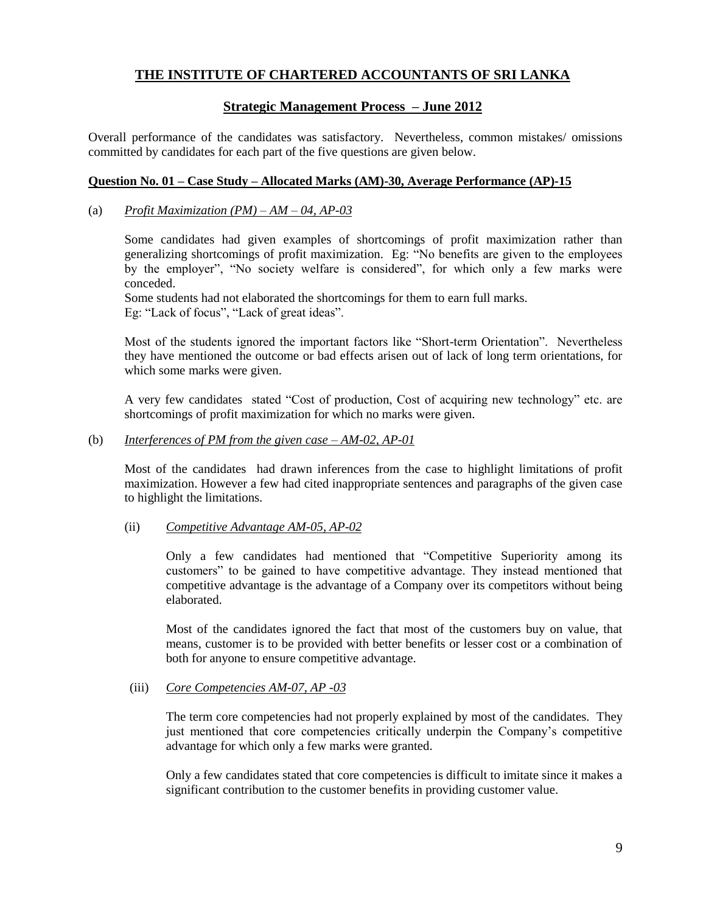## THE INSTITUTE OF CHARTERED ACCOUNTANTS OF SRI LANKA

### Strategic Management Process – June 2012

Overall performance of the candidates was satisfactory. Nevertheless, common mistakes/ omissions committed by candidates for each part of the five questions are given below.

#### Question No. 01 – Case Study – Allocated Marks (AM)-30, Average Performance (AP)-15

(a) *Profit Maximization (PM) – AM – 04, AP-03*

Some candidates had given examples of shortcomings of profit maximization rather than generalizing shortcomings of profit maximization. Eg: "No benefits are given to the employees by the employer", "No society welfare is considered", for which only a few marks were conceded.

Some students had not elaborated the shortcomings for them to earn full marks.
Eg: "Lack of focus", "Lack of great ideas".

Most of the students ignored the important factors like "Short-term Orientation". Nevertheless they have mentioned the outcome or bad effects arisen out of lack of long term orientations, for which some marks were given.

A very few candidates stated "Cost of production, Cost of acquiring new technology" etc. are shortcomings of profit maximization for which no marks were given.

(b) *Interferences of PM from the given case – AM-02, AP-01*

Most of the candidates had drawn inferences from the case to highlight limitations of profit maximization. However a few had cited inappropriate sentences and paragraphs of the given case to highlight the limitations.

(ii) *Competitive Advantage AM-05, AP-02*

Only a few candidates had mentioned that "Competitive Superiority among its customers" to be gained to have competitive advantage. They instead mentioned that competitive advantage is the advantage of a Company over its competitors without being elaborated.

Most of the candidates ignored the fact that most of the customers buy on value, that means, customer is to be provided with better benefits or lesser cost or a combination of both for anyone to ensure competitive advantage.

(iii) *Core Competencies AM-07, AP -03*

The term core competencies had not properly explained by most of the candidates. They just mentioned that core competencies critically underpin the Company's competitive advantage for which only a few marks were granted.

Only a few candidates stated that core competencies is difficult to imitate since it makes a significant contribution to the customer benefits in providing customer value.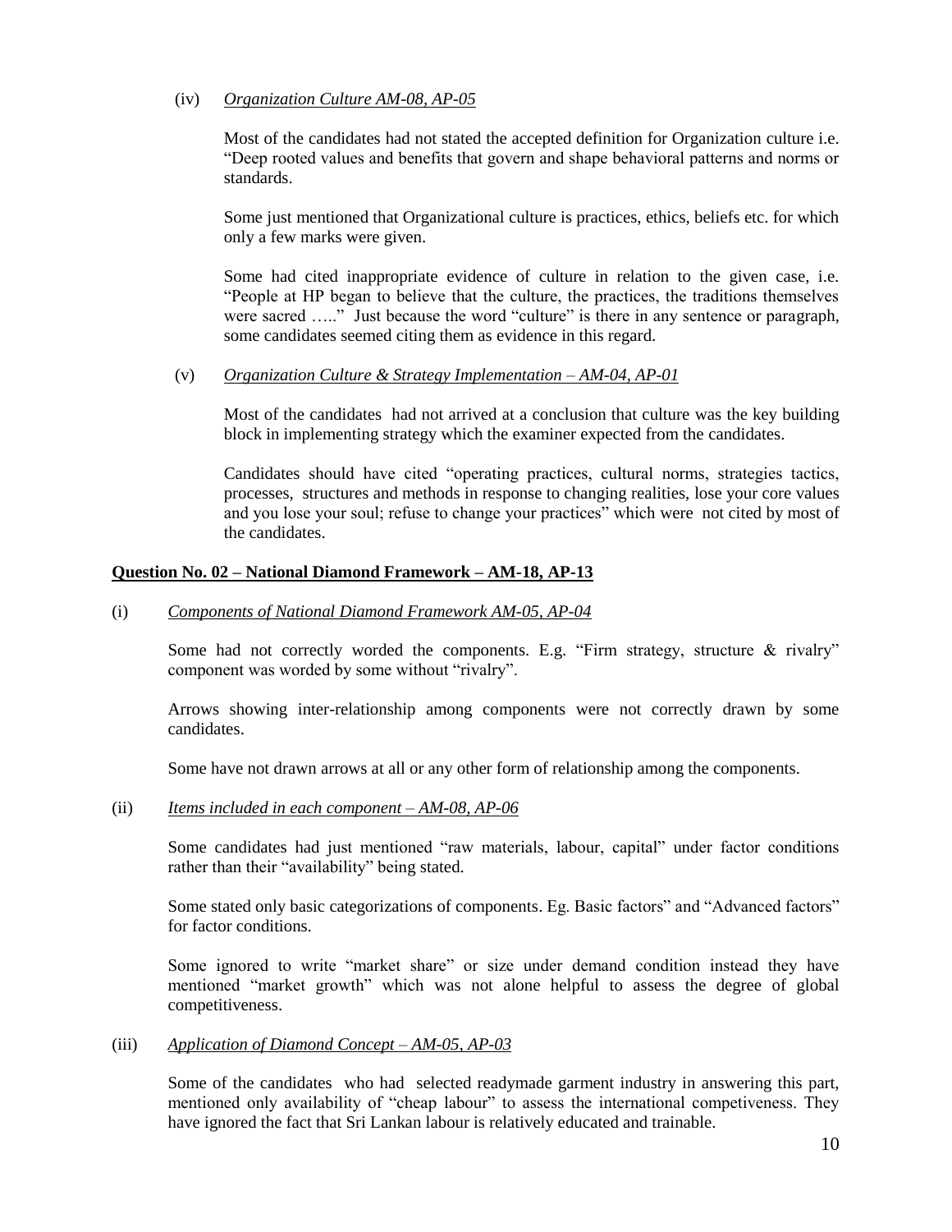(iv) *Organization Culture AM-08, AP-05*

Most of the candidates had not stated the accepted definition for Organization culture i.e. "Deep rooted values and benefits that govern and shape behavioral patterns and norms or standards.

Some just mentioned that Organizational culture is practices, ethics, beliefs etc. for which only a few marks were given.

Some had cited inappropriate evidence of culture in relation to the given case, i.e. "People at HP began to believe that the culture, the practices, the traditions themselves were sacred ….." Just because the word "culture" is there in any sentence or paragraph, some candidates seemed citing them as evidence in this regard.

(v) *Organization Culture & Strategy Implementation – AM-04, AP-01*

Most of the candidates had not arrived at a conclusion that culture was the key building block in implementing strategy which the examiner expected from the candidates.

Candidates should have cited "operating practices, cultural norms, strategies tactics, processes, structures and methods in response to changing realities, lose your core values and you lose your soul; refuse to change your practices" which were not cited by most of the candidates.

**Question No. 02 – National Diamond Framework – AM-18, AP-13**

(i) *Components of National Diamond Framework AM-05, AP-04*

Some had not correctly worded the components. E.g. "Firm strategy, structure & rivalry" component was worded by some without "rivalry".

Arrows showing inter-relationship among components were not correctly drawn by some candidates.

Some have not drawn arrows at all or any other form of relationship among the components.

(ii) *Items included in each component – AM-08, AP-06*

Some candidates had just mentioned "raw materials, labour, capital" under factor conditions rather than their "availability" being stated.

Some stated only basic categorizations of components. Eg. Basic factors" and "Advanced factors" for factor conditions.

Some ignored to write "market share" or size under demand condition instead they have mentioned "market growth" which was not alone helpful to assess the degree of global competitiveness.

(iii) *Application of Diamond Concept – AM-05, AP-03*

Some of the candidates who had selected readymade garment industry in answering this part, mentioned only availability of "cheap labour" to assess the international competiveness. They have ignored the fact that Sri Lankan labour is relatively educated and trainable.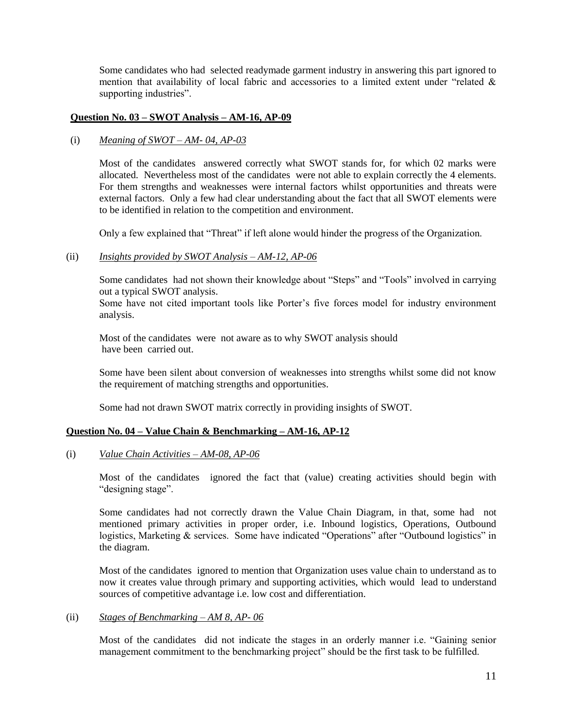Some candidates who had selected readymade garment industry in answering this part ignored to mention that availability of local fabric and accessories to a limited extent under "related & supporting industries".

**Question No. 03 – SWOT Analysis – AM-16, AP-09**

(i) *Meaning of SWOT – AM- 04, AP-03*

Most of the candidates answered correctly what SWOT stands for, for which 02 marks were allocated. Nevertheless most of the candidates were not able to explain correctly the 4 elements. For them strengths and weaknesses were internal factors whilst opportunities and threats were external factors. Only a few had clear understanding about the fact that all SWOT elements were to be identified in relation to the competition and environment.

Only a few explained that "Threat" if left alone would hinder the progress of the Organization.

(ii) *Insights provided by SWOT Analysis – AM-12, AP-06*

Some candidates had not shown their knowledge about "Steps" and "Tools" involved in carrying out a typical SWOT analysis.
Some have not cited important tools like Porter's five forces model for industry environment analysis.

Most of the candidates were not aware as to why SWOT analysis should have been carried out.

Some have been silent about conversion of weaknesses into strengths whilst some did not know the requirement of matching strengths and opportunities.

Some had not drawn SWOT matrix correctly in providing insights of SWOT.

**Question No. 04 – Value Chain & Benchmarking – AM-16, AP-12**

(i) *Value Chain Activities – AM-08, AP-06*

Most of the candidates ignored the fact that (value) creating activities should begin with "designing stage".

Some candidates had not correctly drawn the Value Chain Diagram, in that, some had not mentioned primary activities in proper order, i.e. Inbound logistics, Operations, Outbound logistics, Marketing & services. Some have indicated "Operations" after "Outbound logistics" in the diagram.

Most of the candidates ignored to mention that Organization uses value chain to understand as to now it creates value through primary and supporting activities, which would lead to understand sources of competitive advantage i.e. low cost and differentiation.

(ii) *Stages of Benchmarking – AM 8, AP- 06*

Most of the candidates did not indicate the stages in an orderly manner i.e. "Gaining senior management commitment to the benchmarking project" should be the first task to be fulfilled.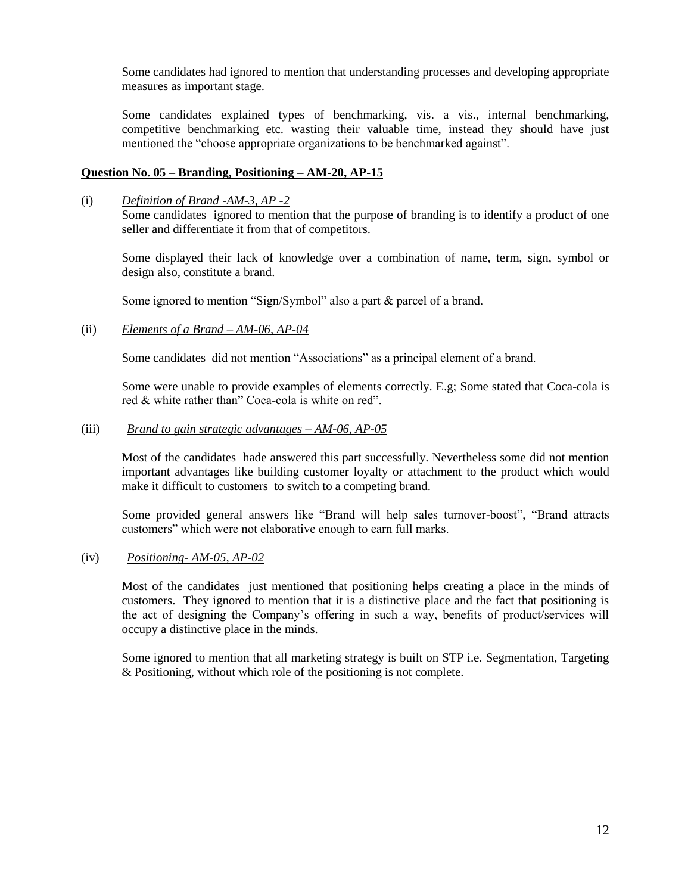Some candidates had ignored to mention that understanding processes and developing appropriate measures as important stage.

Some candidates explained types of benchmarking, vis. a vis., internal benchmarking, competitive benchmarking etc. wasting their valuable time, instead they should have just mentioned the "choose appropriate organizations to be benchmarked against".

**Question No. 05 – Branding, Positioning – AM-20, AP-15**

(i) *Definition of Brand -AM-3, AP -2*

Some candidates ignored to mention that the purpose of branding is to identify a product of one seller and differentiate it from that of competitors.

Some displayed their lack of knowledge over a combination of name, term, sign, symbol or design also, constitute a brand.

Some ignored to mention "Sign/Symbol" also a part & parcel of a brand.

(ii) *Elements of a Brand – AM-06, AP-04*

Some candidates did not mention "Associations" as a principal element of a brand.

Some were unable to provide examples of elements correctly. E.g; Some stated that Coca-cola is red & white rather than" Coca-cola is white on red".

(iii) *Brand to gain strategic advantages – AM-06, AP-05*

Most of the candidates hade answered this part successfully. Nevertheless some did not mention important advantages like building customer loyalty or attachment to the product which would make it difficult to customers to switch to a competing brand.

Some provided general answers like "Brand will help sales turnover-boost", "Brand attracts customers" which were not elaborative enough to earn full marks.

(iv) *Positioning- AM-05, AP-02*

Most of the candidates just mentioned that positioning helps creating a place in the minds of customers. They ignored to mention that it is a distinctive place and the fact that positioning is the act of designing the Company's offering in such a way, benefits of product/services will occupy a distinctive place in the minds.

Some ignored to mention that all marketing strategy is built on STP i.e. Segmentation, Targeting & Positioning, without which role of the positioning is not complete.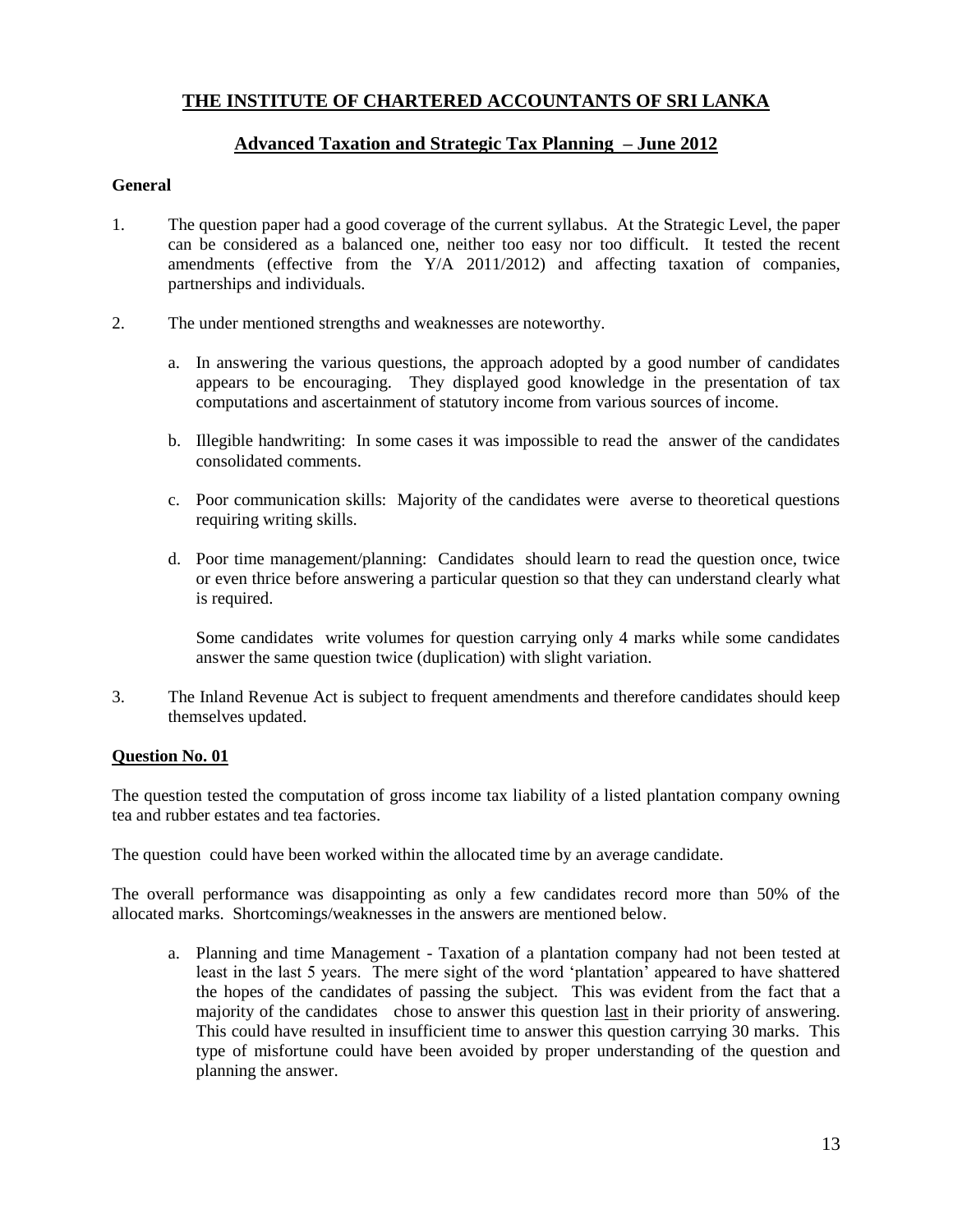## THE INSTITUTE OF CHARTERED ACCOUNTANTS OF SRI LANKA

### Advanced Taxation and Strategic Tax Planning – June 2012

**General**

1. The question paper had a good coverage of the current syllabus. At the Strategic Level, the paper can be considered as a balanced one, neither too easy nor too difficult. It tested the recent amendments (effective from the Y/A 2011/2012) and affecting taxation of companies, partnerships and individuals.

2. The under mentioned strengths and weaknesses are noteworthy.

   a. In answering the various questions, the approach adopted by a good number of candidates appears to be encouraging. They displayed good knowledge in the presentation of tax computations and ascertainment of statutory income from various sources of income.

   b. Illegible handwriting: In some cases it was impossible to read the answer of the candidates consolidated comments.

   c. Poor communication skills: Majority of the candidates were averse to theoretical questions requiring writing skills.

   d. Poor time management/planning: Candidates should learn to read the question once, twice or even thrice before answering a particular question so that they can understand clearly what is required.

      Some candidates write volumes for question carrying only 4 marks while some candidates answer the same question twice (duplication) with slight variation.

3. The Inland Revenue Act is subject to frequent amendments and therefore candidates should keep themselves updated.

**Question No. 01**

The question tested the computation of gross income tax liability of a listed plantation company owning tea and rubber estates and tea factories.

The question could have been worked within the allocated time by an average candidate.

The overall performance was disappointing as only a few candidates record more than 50% of the allocated marks. Shortcomings/weaknesses in the answers are mentioned below.

   a. Planning and time Management - Taxation of a plantation company had not been tested at least in the last 5 years. The mere sight of the word 'plantation' appeared to have shattered the hopes of the candidates of passing the subject. This was evident from the fact that a majority of the candidates chose to answer this question last in their priority of answering. This could have resulted in insufficient time to answer this question carrying 30 marks. This type of misfortune could have been avoided by proper understanding of the question and planning the answer.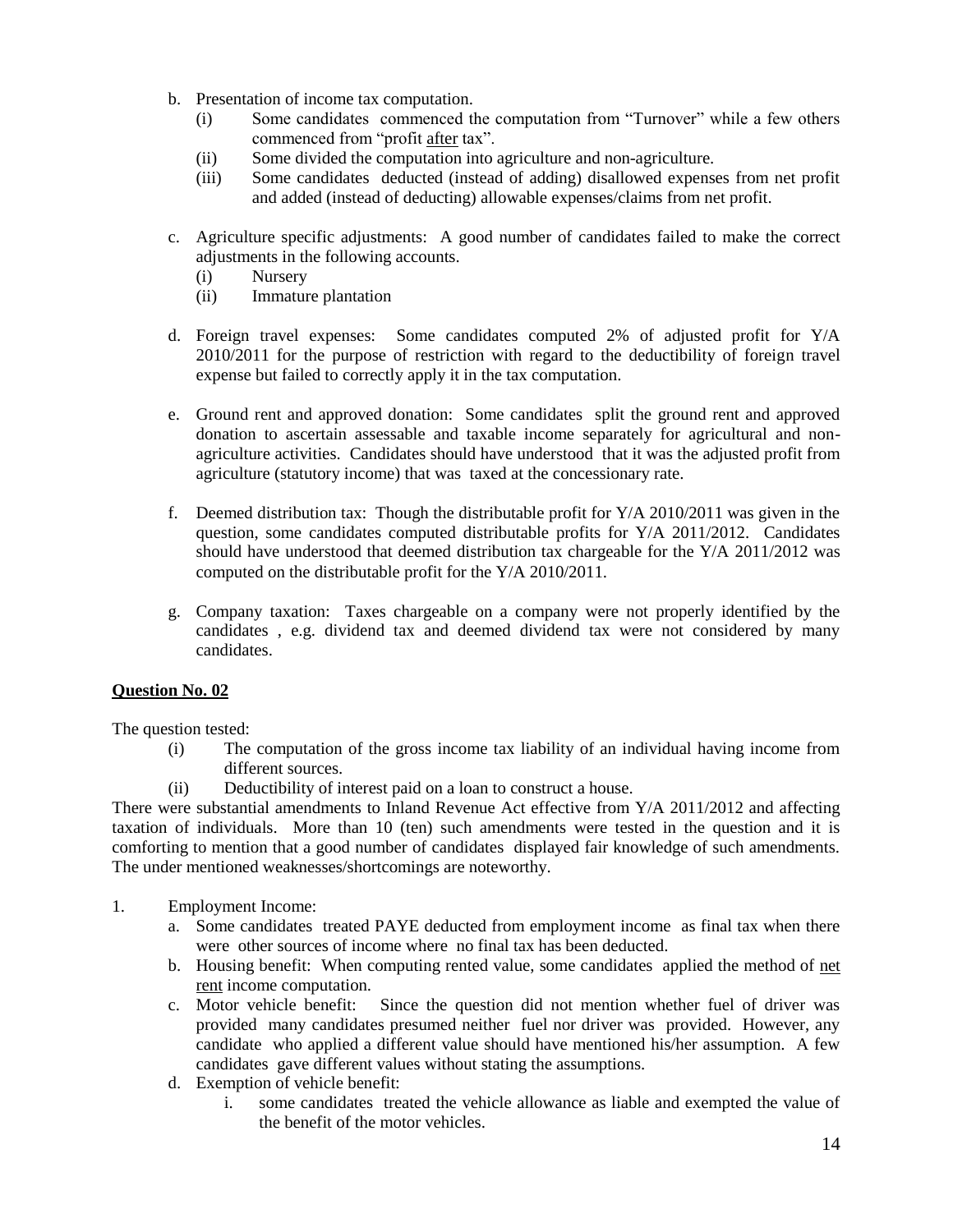b. Presentation of income tax computation.
   (i) Some candidates commenced the computation from "Turnover" while a few others commenced from "profit after tax".
   (ii) Some divided the computation into agriculture and non-agriculture.
   (iii) Some candidates deducted (instead of adding) disallowed expenses from net profit and added (instead of deducting) allowable expenses/claims from net profit.

c. Agriculture specific adjustments: A good number of candidates failed to make the correct adjustments in the following accounts.
   (i) Nursery
   (ii) Immature plantation

d. Foreign travel expenses: Some candidates computed 2% of adjusted profit for Y/A 2010/2011 for the purpose of restriction with regard to the deductibility of foreign travel expense but failed to correctly apply it in the tax computation.

e. Ground rent and approved donation: Some candidates split the ground rent and approved donation to ascertain assessable and taxable income separately for agricultural and non-agriculture activities. Candidates should have understood that it was the adjusted profit from agriculture (statutory income) that was taxed at the concessionary rate.

f. Deemed distribution tax: Though the distributable profit for Y/A 2010/2011 was given in the question, some candidates computed distributable profits for Y/A 2011/2012. Candidates should have understood that deemed distribution tax chargeable for the Y/A 2011/2012 was computed on the distributable profit for the Y/A 2010/2011.

g. Company taxation: Taxes chargeable on a company were not properly identified by the candidates , e.g. dividend tax and deemed dividend tax were not considered by many candidates.

## Question No. 02

The question tested:

(i) The computation of the gross income tax liability of an individual having income from different sources.
(ii) Deductibility of interest paid on a loan to construct a house.

There were substantial amendments to Inland Revenue Act effective from Y/A 2011/2012 and affecting taxation of individuals. More than 10 (ten) such amendments were tested in the question and it is comforting to mention that a good number of candidates displayed fair knowledge of such amendments. The under mentioned weaknesses/shortcomings are noteworthy.

1. Employment Income:
   a. Some candidates treated PAYE deducted from employment income as final tax when there were other sources of income where no final tax has been deducted.
   b. Housing benefit: When computing rented value, some candidates applied the method of net rent income computation.
   c. Motor vehicle benefit: Since the question did not mention whether fuel of driver was provided many candidates presumed neither fuel nor driver was provided. However, any candidate who applied a different value should have mentioned his/her assumption. A few candidates gave different values without stating the assumptions.
   d. Exemption of vehicle benefit:
      i. some candidates treated the vehicle allowance as liable and exempted the value of the benefit of the motor vehicles.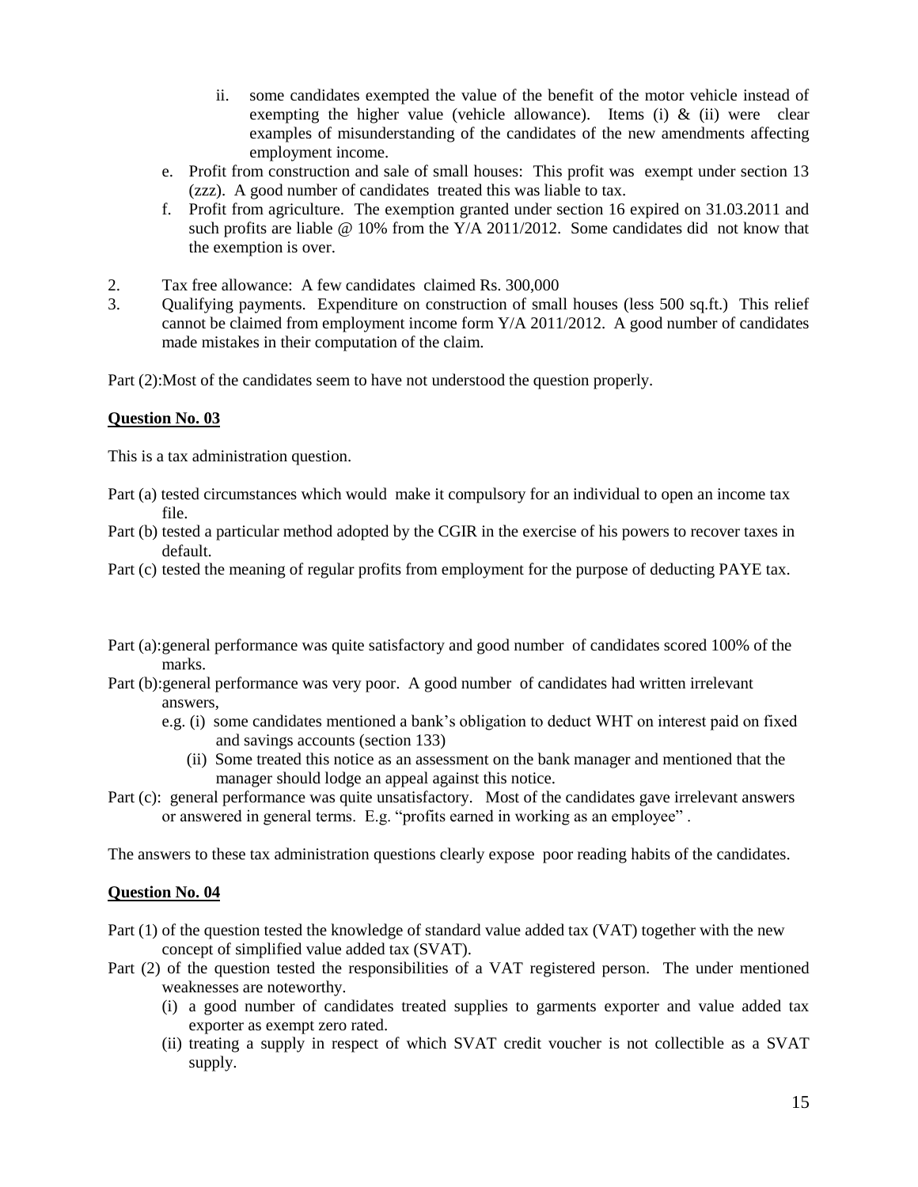ii. some candidates exempted the value of the benefit of the motor vehicle instead of exempting the higher value (vehicle allowance). Items (i) & (ii) were clear examples of misunderstanding of the candidates of the new amendments affecting employment income.

e. Profit from construction and sale of small houses: This profit was exempt under section 13 (zzz). A good number of candidates treated this was liable to tax.

f. Profit from agriculture. The exemption granted under section 16 expired on 31.03.2011 and such profits are liable @ 10% from the Y/A 2011/2012. Some candidates did not know that the exemption is over.

2. Tax free allowance: A few candidates claimed Rs. 300,000
3. Qualifying payments. Expenditure on construction of small houses (less 500 sq.ft.) This relief cannot be claimed from employment income form Y/A 2011/2012. A good number of candidates made mistakes in their computation of the claim.

Part (2):Most of the candidates seem to have not understood the question properly.

**Question No. 03**

This is a tax administration question.

Part (a) tested circumstances which would make it compulsory for an individual to open an income tax file.

Part (b) tested a particular method adopted by the CGIR in the exercise of his powers to recover taxes in default.

Part (c) tested the meaning of regular profits from employment for the purpose of deducting PAYE tax.

Part (a):general performance was quite satisfactory and good number of candidates scored 100% of the marks.

Part (b):general performance was very poor. A good number of candidates had written irrelevant answers,

e.g. (i) some candidates mentioned a bank's obligation to deduct WHT on interest paid on fixed and savings accounts (section 133)

(ii) Some treated this notice as an assessment on the bank manager and mentioned that the manager should lodge an appeal against this notice.

Part (c): general performance was quite unsatisfactory. Most of the candidates gave irrelevant answers or answered in general terms. E.g. "profits earned in working as an employee" .

The answers to these tax administration questions clearly expose poor reading habits of the candidates.

**Question No. 04**

Part (1) of the question tested the knowledge of standard value added tax (VAT) together with the new concept of simplified value added tax (SVAT).

Part (2) of the question tested the responsibilities of a VAT registered person. The under mentioned weaknesses are noteworthy.

(i) a good number of candidates treated supplies to garments exporter and value added tax exporter as exempt zero rated.

(ii) treating a supply in respect of which SVAT credit voucher is not collectible as a SVAT supply.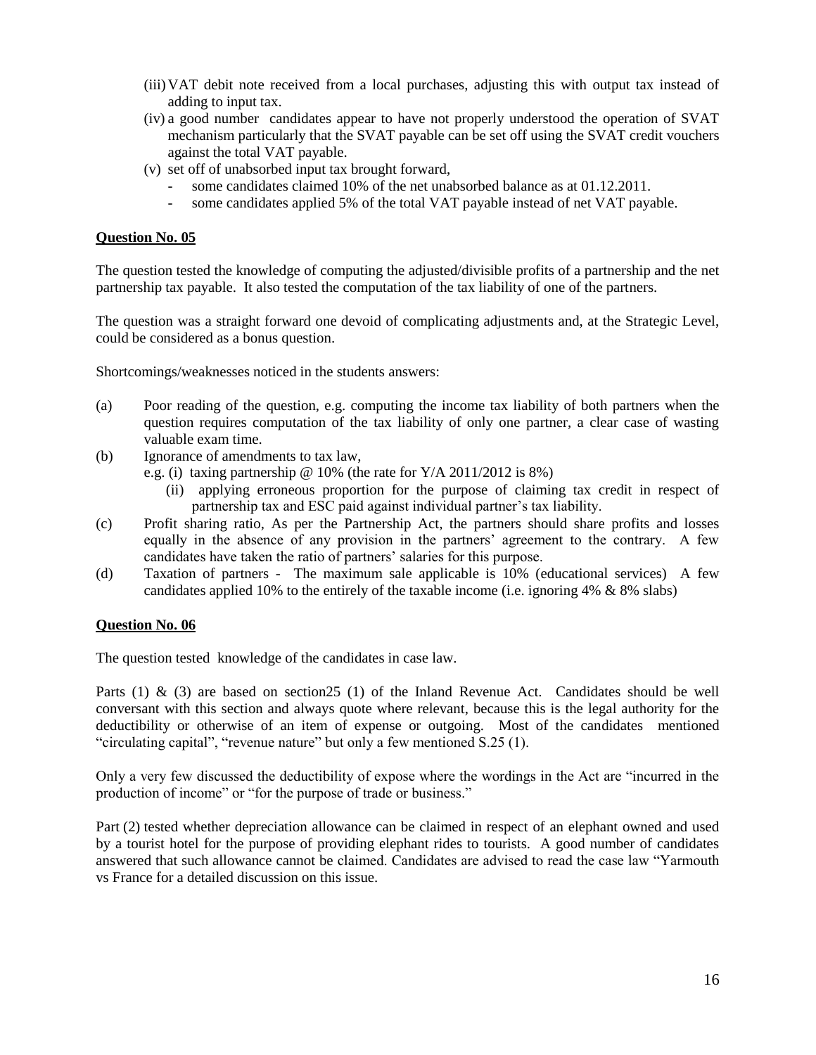(iii) VAT debit note received from a local purchases, adjusting this with output tax instead of adding to input tax.

(iv) a good number candidates appear to have not properly understood the operation of SVAT mechanism particularly that the SVAT payable can be set off using the SVAT credit vouchers against the total VAT payable.

(v) set off of unabsorbed input tax brought forward,
   - some candidates claimed 10% of the net unabsorbed balance as at 01.12.2011.
   - some candidates applied 5% of the total VAT payable instead of net VAT payable.

**Question No. 05**

The question tested the knowledge of computing the adjusted/divisible profits of a partnership and the net partnership tax payable. It also tested the computation of the tax liability of one of the partners.

The question was a straight forward one devoid of complicating adjustments and, at the Strategic Level, could be considered as a bonus question.

Shortcomings/weaknesses noticed in the students answers:

(a) Poor reading of the question, e.g. computing the income tax liability of both partners when the question requires computation of the tax liability of only one partner, a clear case of wasting valuable exam time.

(b) Ignorance of amendments to tax law,
   e.g. (i) taxing partnership @ 10% (the rate for Y/A 2011/2012 is 8%)
   (ii) applying erroneous proportion for the purpose of claiming tax credit in respect of partnership tax and ESC paid against individual partner's tax liability.

(c) Profit sharing ratio, As per the Partnership Act, the partners should share profits and losses equally in the absence of any provision in the partners' agreement to the contrary. A few candidates have taken the ratio of partners' salaries for this purpose.

(d) Taxation of partners - The maximum sale applicable is 10% (educational services) A few candidates applied 10% to the entirely of the taxable income (i.e. ignoring 4% & 8% slabs)

**Question No. 06**

The question tested knowledge of the candidates in case law.

Parts (1) & (3) are based on section25 (1) of the Inland Revenue Act. Candidates should be well conversant with this section and always quote where relevant, because this is the legal authority for the deductibility or otherwise of an item of expense or outgoing. Most of the candidates mentioned "circulating capital", "revenue nature" but only a few mentioned S.25 (1).

Only a very few discussed the deductibility of expose where the wordings in the Act are "incurred in the production of income" or "for the purpose of trade or business."

Part (2) tested whether depreciation allowance can be claimed in respect of an elephant owned and used by a tourist hotel for the purpose of providing elephant rides to tourists. A good number of candidates answered that such allowance cannot be claimed. Candidates are advised to read the case law "Yarmouth vs France for a detailed discussion on this issue.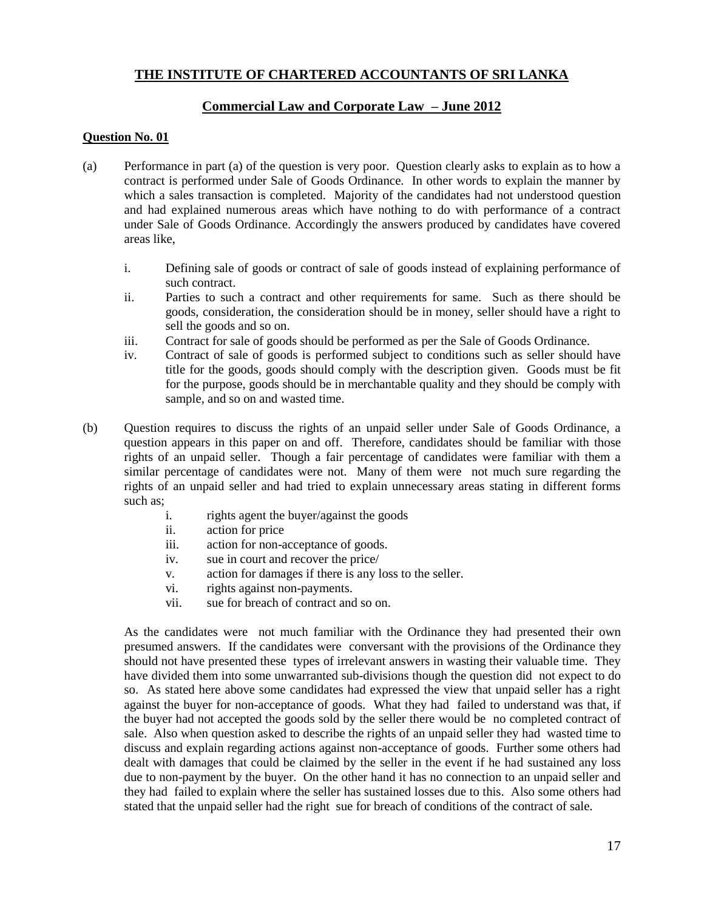# THE INSTITUTE OF CHARTERED ACCOUNTANTS OF SRI LANKA

## Commercial Law and Corporate Law – June 2012

### Question No. 01

(a) Performance in part (a) of the question is very poor. Question clearly asks to explain as to how a contract is performed under Sale of Goods Ordinance. In other words to explain the manner by which a sales transaction is completed. Majority of the candidates had not understood question and had explained numerous areas which have nothing to do with performance of a contract under Sale of Goods Ordinance. Accordingly the answers produced by candidates have covered areas like,

   i. Defining sale of goods or contract of sale of goods instead of explaining performance of such contract.
   ii. Parties to such a contract and other requirements for same. Such as there should be goods, consideration, the consideration should be in money, seller should have a right to sell the goods and so on.
   iii. Contract for sale of goods should be performed as per the Sale of Goods Ordinance.
   iv. Contract of sale of goods is performed subject to conditions such as seller should have title for the goods, goods should comply with the description given. Goods must be fit for the purpose, goods should be in merchantable quality and they should be comply with sample, and so on and wasted time.

(b) Question requires to discuss the rights of an unpaid seller under Sale of Goods Ordinance, a question appears in this paper on and off. Therefore, candidates should be familiar with those rights of an unpaid seller. Though a fair percentage of candidates were familiar with them a similar percentage of candidates were not. Many of them were not much sure regarding the rights of an unpaid seller and had tried to explain unnecessary areas stating in different forms such as;

   i. rights agent the buyer/against the goods
   ii. action for price
   iii. action for non-acceptance of goods.
   iv. sue in court and recover the price/
   v. action for damages if there is any loss to the seller.
   vi. rights against non-payments.
   vii. sue for breach of contract and so on.

   As the candidates were not much familiar with the Ordinance they had presented their own presumed answers. If the candidates were conversant with the provisions of the Ordinance they should not have presented these types of irrelevant answers in wasting their valuable time. They have divided them into some unwarranted sub-divisions though the question did not expect to do so. As stated here above some candidates had expressed the view that unpaid seller has a right against the buyer for non-acceptance of goods. What they had failed to understand was that, if the buyer had not accepted the goods sold by the seller there would be no completed contract of sale. Also when question asked to describe the rights of an unpaid seller they had wasted time to discuss and explain regarding actions against non-acceptance of goods. Further some others had dealt with damages that could be claimed by the seller in the event if he had sustained any loss due to non-payment by the buyer. On the other hand it has no connection to an unpaid seller and they had failed to explain where the seller has sustained losses due to this. Also some others had stated that the unpaid seller had the right sue for breach of conditions of the contract of sale.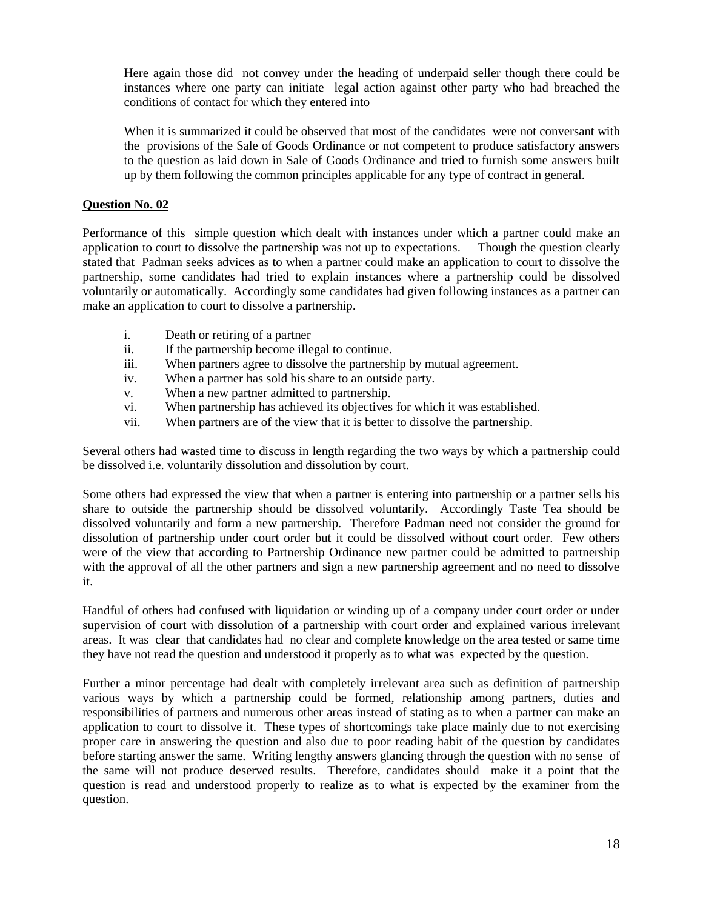Here again those did not convey under the heading of underpaid seller though there could be instances where one party can initiate legal action against other party who had breached the conditions of contact for which they entered into

When it is summarized it could be observed that most of the candidates were not conversant with the provisions of the Sale of Goods Ordinance or not competent to produce satisfactory answers to the question as laid down in Sale of Goods Ordinance and tried to furnish some answers built up by them following the common principles applicable for any type of contract in general.

**Question No. 02**

Performance of this simple question which dealt with instances under which a partner could make an application to court to dissolve the partnership was not up to expectations. Though the question clearly stated that Padman seeks advices as to when a partner could make an application to court to dissolve the partnership, some candidates had tried to explain instances where a partnership could be dissolved voluntarily or automatically. Accordingly some candidates had given following instances as a partner can make an application to court to dissolve a partnership.

i. Death or retiring of a partner
ii. If the partnership become illegal to continue.
iii. When partners agree to dissolve the partnership by mutual agreement.
iv. When a partner has sold his share to an outside party.
v. When a new partner admitted to partnership.
vi. When partnership has achieved its objectives for which it was established.
vii. When partners are of the view that it is better to dissolve the partnership.

Several others had wasted time to discuss in length regarding the two ways by which a partnership could be dissolved i.e. voluntarily dissolution and dissolution by court.

Some others had expressed the view that when a partner is entering into partnership or a partner sells his share to outside the partnership should be dissolved voluntarily. Accordingly Taste Tea should be dissolved voluntarily and form a new partnership. Therefore Padman need not consider the ground for dissolution of partnership under court order but it could be dissolved without court order. Few others were of the view that according to Partnership Ordinance new partner could be admitted to partnership with the approval of all the other partners and sign a new partnership agreement and no need to dissolve it.

Handful of others had confused with liquidation or winding up of a company under court order or under supervision of court with dissolution of a partnership with court order and explained various irrelevant areas. It was clear that candidates had no clear and complete knowledge on the area tested or same time they have not read the question and understood it properly as to what was expected by the question.

Further a minor percentage had dealt with completely irrelevant area such as definition of partnership various ways by which a partnership could be formed, relationship among partners, duties and responsibilities of partners and numerous other areas instead of stating as to when a partner can make an application to court to dissolve it. These types of shortcomings take place mainly due to not exercising proper care in answering the question and also due to poor reading habit of the question by candidates before starting answer the same. Writing lengthy answers glancing through the question with no sense of the same will not produce deserved results. Therefore, candidates should make it a point that the question is read and understood properly to realize as to what is expected by the examiner from the question.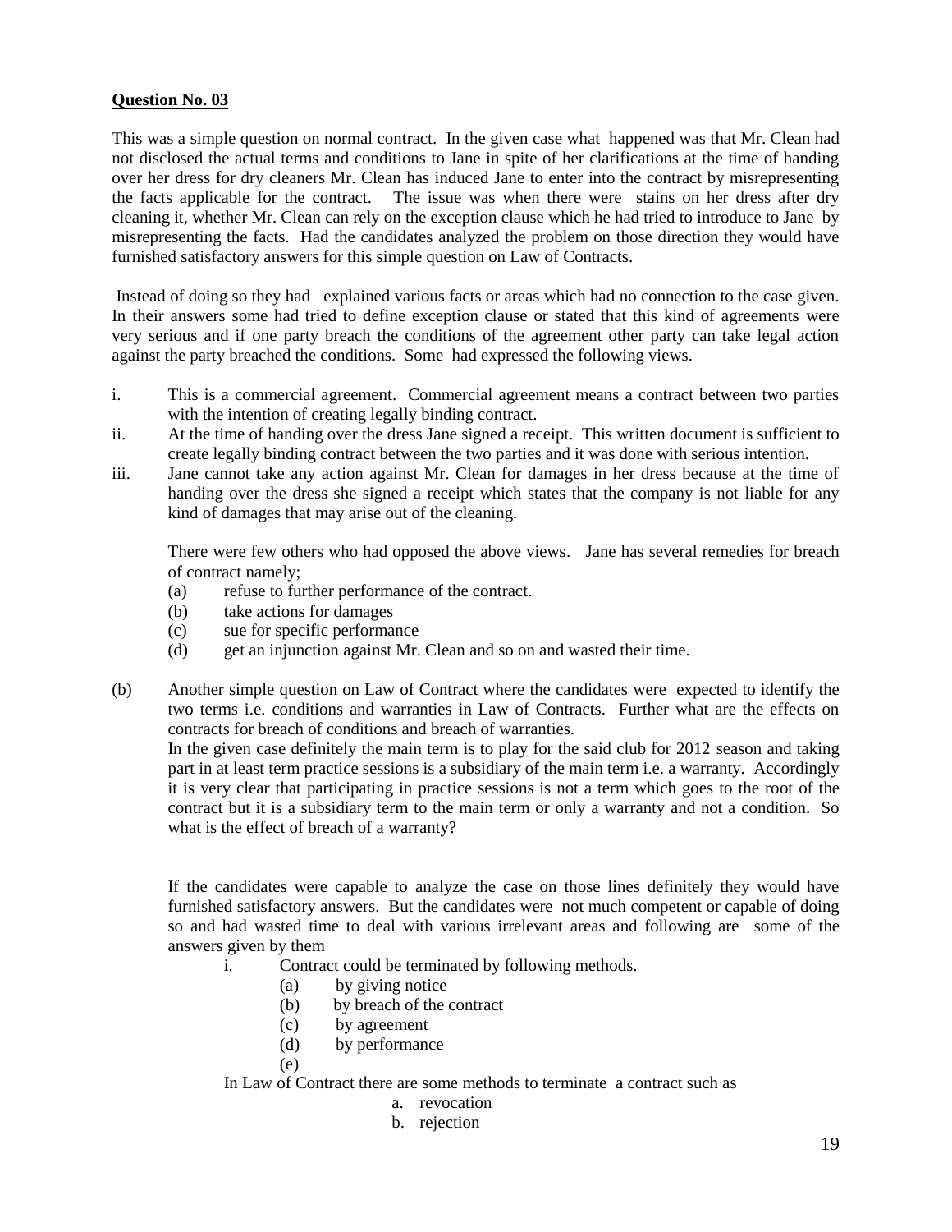**Question No. 03**

This was a simple question on normal contract. In the given case what happened was that Mr. Clean had not disclosed the actual terms and conditions to Jane in spite of her clarifications at the time of handing over her dress for dry cleaners Mr. Clean has induced Jane to enter into the contract by misrepresenting the facts applicable for the contract. The issue was when there were stains on her dress after dry cleaning it, whether Mr. Clean can rely on the exception clause which he had tried to introduce to Jane by misrepresenting the facts. Had the candidates analyzed the problem on those direction they would have furnished satisfactory answers for this simple question on Law of Contracts.

Instead of doing so they had explained various facts or areas which had no connection to the case given. In their answers some had tried to define exception clause or stated that this kind of agreements were very serious and if one party breach the conditions of the agreement other party can take legal action against the party breached the conditions. Some had expressed the following views.

i. This is a commercial agreement. Commercial agreement means a contract between two parties with the intention of creating legally binding contract.

ii. At the time of handing over the dress Jane signed a receipt. This written document is sufficient to create legally binding contract between the two parties and it was done with serious intention.

iii. Jane cannot take any action against Mr. Clean for damages in her dress because at the time of handing over the dress she signed a receipt which states that the company is not liable for any kind of damages that may arise out of the cleaning.

There were few others who had opposed the above views. Jane has several remedies for breach of contract namely;

(a) refuse to further performance of the contract.
(b) take actions for damages
(c) sue for specific performance
(d) get an injunction against Mr. Clean and so on and wasted their time.

(b) Another simple question on Law of Contract where the candidates were expected to identify the two terms i.e. conditions and warranties in Law of Contracts. Further what are the effects on contracts for breach of conditions and breach of warranties.

In the given case definitely the main term is to play for the said club for 2012 season and taking part in at least term practice sessions is a subsidiary of the main term i.e. a warranty. Accordingly it is very clear that participating in practice sessions is not a term which goes to the root of the contract but it is a subsidiary term to the main term or only a warranty and not a condition. So what is the effect of breach of a warranty?

If the candidates were capable to analyze the case on those lines definitely they would have furnished satisfactory answers. But the candidates were not much competent or capable of doing so and had wasted time to deal with various irrelevant areas and following are some of the answers given by them

i. Contract could be terminated by following methods.

(a) by giving notice
(b) by breach of the contract
(c) by agreement
(d) by performance
(e)

In Law of Contract there are some methods to terminate a contract such as

a. revocation
b. rejection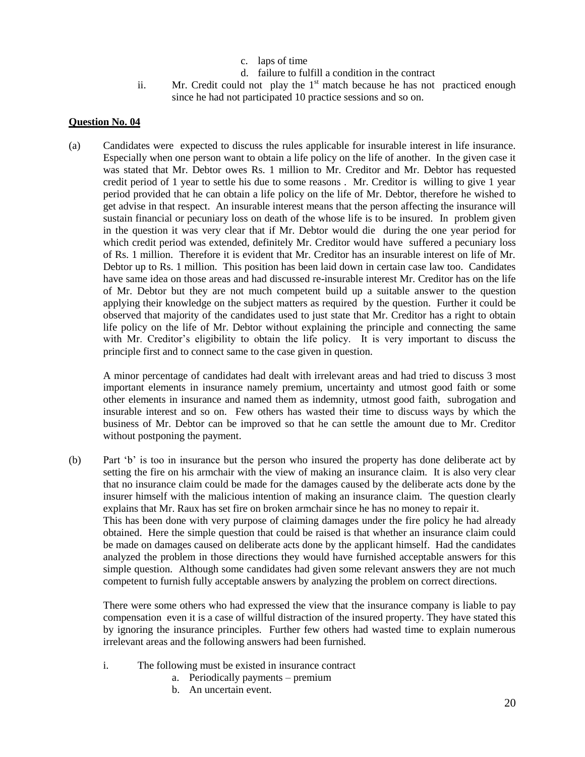c. laps of time
d. failure to fulfill a condition in the contract

ii. Mr. Credit could not play the 1st match because he has not practiced enough since he had not participated 10 practice sessions and so on.

**Question No. 04**

(a) Candidates were expected to discuss the rules applicable for insurable interest in life insurance. Especially when one person want to obtain a life policy on the life of another. In the given case it was stated that Mr. Debtor owes Rs. 1 million to Mr. Creditor and Mr. Debtor has requested credit period of 1 year to settle his due to some reasons . Mr. Creditor is willing to give 1 year period provided that he can obtain a life policy on the life of Mr. Debtor, therefore he wished to get advise in that respect. An insurable interest means that the person affecting the insurance will sustain financial or pecuniary loss on death of the whose life is to be insured. In problem given in the question it was very clear that if Mr. Debtor would die during the one year period for which credit period was extended, definitely Mr. Creditor would have suffered a pecuniary loss of Rs. 1 million. Therefore it is evident that Mr. Creditor has an insurable interest on life of Mr. Debtor up to Rs. 1 million. This position has been laid down in certain case law too. Candidates have same idea on those areas and had discussed re-insurable interest Mr. Creditor has on the life of Mr. Debtor but they are not much competent build up a suitable answer to the question applying their knowledge on the subject matters as required by the question. Further it could be observed that majority of the candidates used to just state that Mr. Creditor has a right to obtain life policy on the life of Mr. Debtor without explaining the principle and connecting the same with Mr. Creditor's eligibility to obtain the life policy. It is very important to discuss the principle first and to connect same to the case given in question.

A minor percentage of candidates had dealt with irrelevant areas and had tried to discuss 3 most important elements in insurance namely premium, uncertainty and utmost good faith or some other elements in insurance and named them as indemnity, utmost good faith, subrogation and insurable interest and so on. Few others has wasted their time to discuss ways by which the business of Mr. Debtor can be improved so that he can settle the amount due to Mr. Creditor without postponing the payment.

(b) Part 'b' is too in insurance but the person who insured the property has done deliberate act by setting the fire on his armchair with the view of making an insurance claim. It is also very clear that no insurance claim could be made for the damages caused by the deliberate acts done by the insurer himself with the malicious intention of making an insurance claim. The question clearly explains that Mr. Raux has set fire on broken armchair since he has no money to repair it.
This has been done with very purpose of claiming damages under the fire policy he had already obtained. Here the simple question that could be raised is that whether an insurance claim could be made on damages caused on deliberate acts done by the applicant himself. Had the candidates analyzed the problem in those directions they would have furnished acceptable answers for this simple question. Although some candidates had given some relevant answers they are not much competent to furnish fully acceptable answers by analyzing the problem on correct directions.

There were some others who had expressed the view that the insurance company is liable to pay compensation even it is a case of willful distraction of the insured property. They have stated this by ignoring the insurance principles. Further few others had wasted time to explain numerous irrelevant areas and the following answers had been furnished.

i. The following must be existed in insurance contract
   a. Periodically payments – premium
   b. An uncertain event.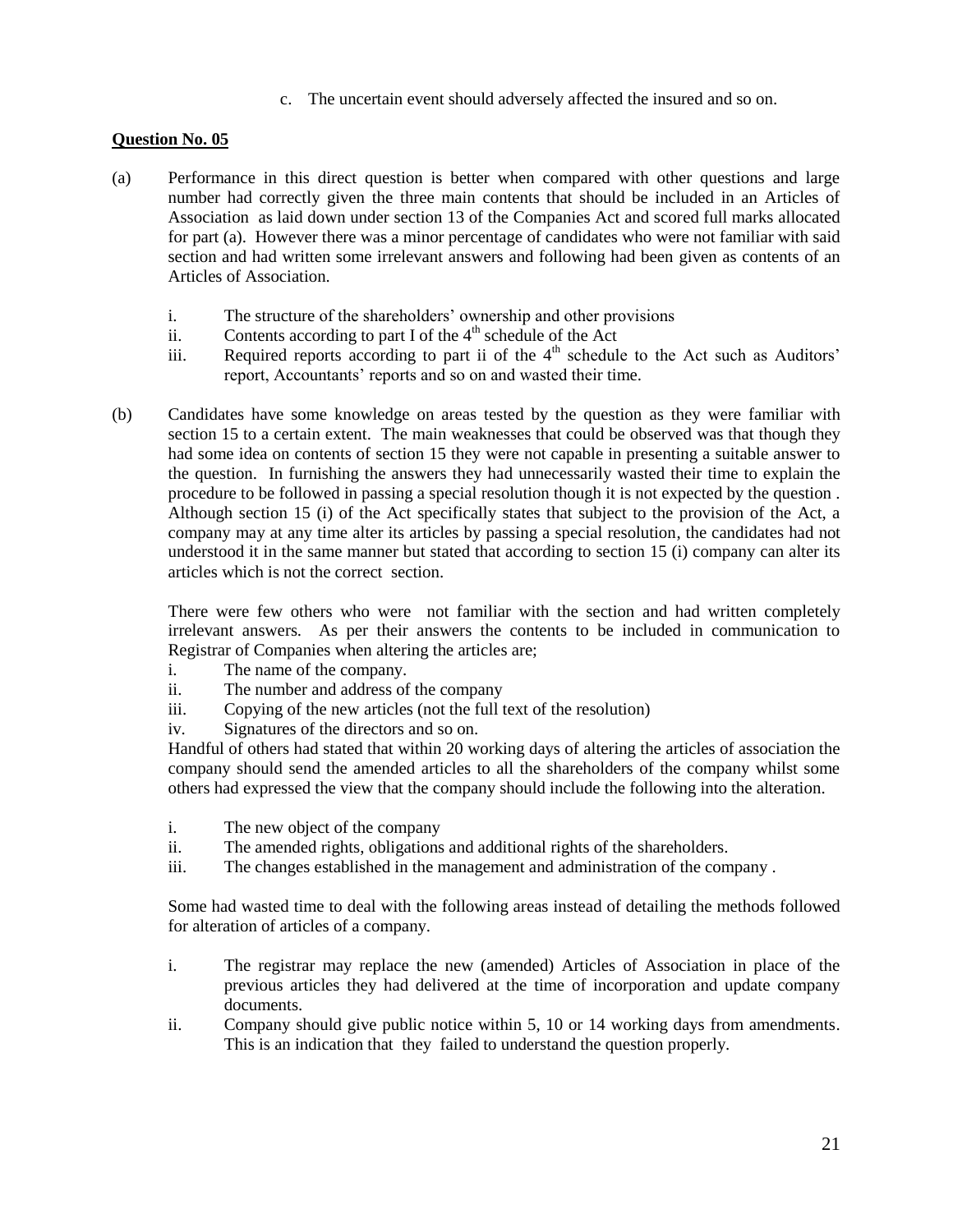c. The uncertain event should adversely affected the insured and so on.

**Question No. 05**

(a) Performance in this direct question is better when compared with other questions and large number had correctly given the three main contents that should be included in an Articles of Association as laid down under section 13 of the Companies Act and scored full marks allocated for part (a). However there was a minor percentage of candidates who were not familiar with said section and had written some irrelevant answers and following had been given as contents of an Articles of Association.

   i. The structure of the shareholders' ownership and other provisions
   ii. Contents according to part I of the 4th schedule of the Act
   iii. Required reports according to part ii of the 4th schedule to the Act such as Auditors' report, Accountants' reports and so on and wasted their time.

(b) Candidates have some knowledge on areas tested by the question as they were familiar with section 15 to a certain extent. The main weaknesses that could be observed was that though they had some idea on contents of section 15 they were not capable in presenting a suitable answer to the question. In furnishing the answers they had unnecessarily wasted their time to explain the procedure to be followed in passing a special resolution though it is not expected by the question . Although section 15 (i) of the Act specifically states that subject to the provision of the Act, a company may at any time alter its articles by passing a special resolution, the candidates had not understood it in the same manner but stated that according to section 15 (i) company can alter its articles which is not the correct section.

   There were few others who were not familiar with the section and had written completely irrelevant answers. As per their answers the contents to be included in communication to Registrar of Companies when altering the articles are;

   i. The name of the company.
   ii. The number and address of the company
   iii. Copying of the new articles (not the full text of the resolution)
   iv. Signatures of the directors and so on.

   Handful of others had stated that within 20 working days of altering the articles of association the company should send the amended articles to all the shareholders of the company whilst some others had expressed the view that the company should include the following into the alteration.

   i. The new object of the company
   ii. The amended rights, obligations and additional rights of the shareholders.
   iii. The changes established in the management and administration of the company .

   Some had wasted time to deal with the following areas instead of detailing the methods followed for alteration of articles of a company.

   i. The registrar may replace the new (amended) Articles of Association in place of the previous articles they had delivered at the time of incorporation and update company documents.
   ii. Company should give public notice within 5, 10 or 14 working days from amendments. This is an indication that they failed to understand the question properly.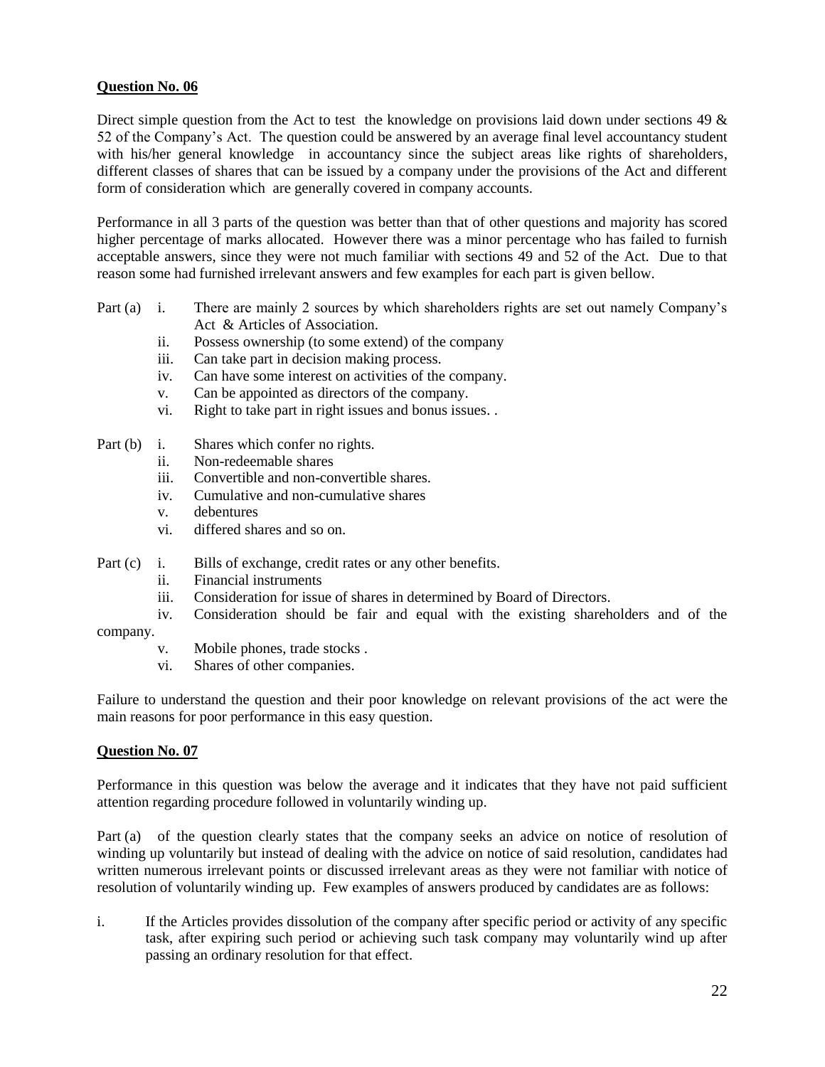**Question No. 06**

Direct simple question from the Act to test the knowledge on provisions laid down under sections 49 & 52 of the Company's Act. The question could be answered by an average final level accountancy student with his/her general knowledge in accountancy since the subject areas like rights of shareholders, different classes of shares that can be issued by a company under the provisions of the Act and different form of consideration which are generally covered in company accounts.

Performance in all 3 parts of the question was better than that of other questions and majority has scored higher percentage of marks allocated. However there was a minor percentage who has failed to furnish acceptable answers, since they were not much familiar with sections 49 and 52 of the Act. Due to that reason some had furnished irrelevant answers and few examples for each part is given bellow.

Part (a)

i. There are mainly 2 sources by which shareholders rights are set out namely Company's Act & Articles of Association.
ii. Possess ownership (to some extend) of the company
iii. Can take part in decision making process.
iv. Can have some interest on activities of the company.
v. Can be appointed as directors of the company.
vi. Right to take part in right issues and bonus issues. .

Part (b)

i. Shares which confer no rights.
ii. Non-redeemable shares
iii. Convertible and non-convertible shares.
iv. Cumulative and non-cumulative shares
v. debentures
vi. differed shares and so on.

Part (c)

i. Bills of exchange, credit rates or any other benefits.
ii. Financial instruments
iii. Consideration for issue of shares in determined by Board of Directors.
iv. Consideration should be fair and equal with the existing shareholders and of the company.
v. Mobile phones, trade stocks .
vi. Shares of other companies.

Failure to understand the question and their poor knowledge on relevant provisions of the act were the main reasons for poor performance in this easy question.

**Question No. 07**

Performance in this question was below the average and it indicates that they have not paid sufficient attention regarding procedure followed in voluntarily winding up.

Part (a) of the question clearly states that the company seeks an advice on notice of resolution of winding up voluntarily but instead of dealing with the advice on notice of said resolution, candidates had written numerous irrelevant points or discussed irrelevant areas as they were not familiar with notice of resolution of voluntarily winding up. Few examples of answers produced by candidates are as follows:

i. If the Articles provides dissolution of the company after specific period or activity of any specific task, after expiring such period or achieving such task company may voluntarily wind up after passing an ordinary resolution for that effect.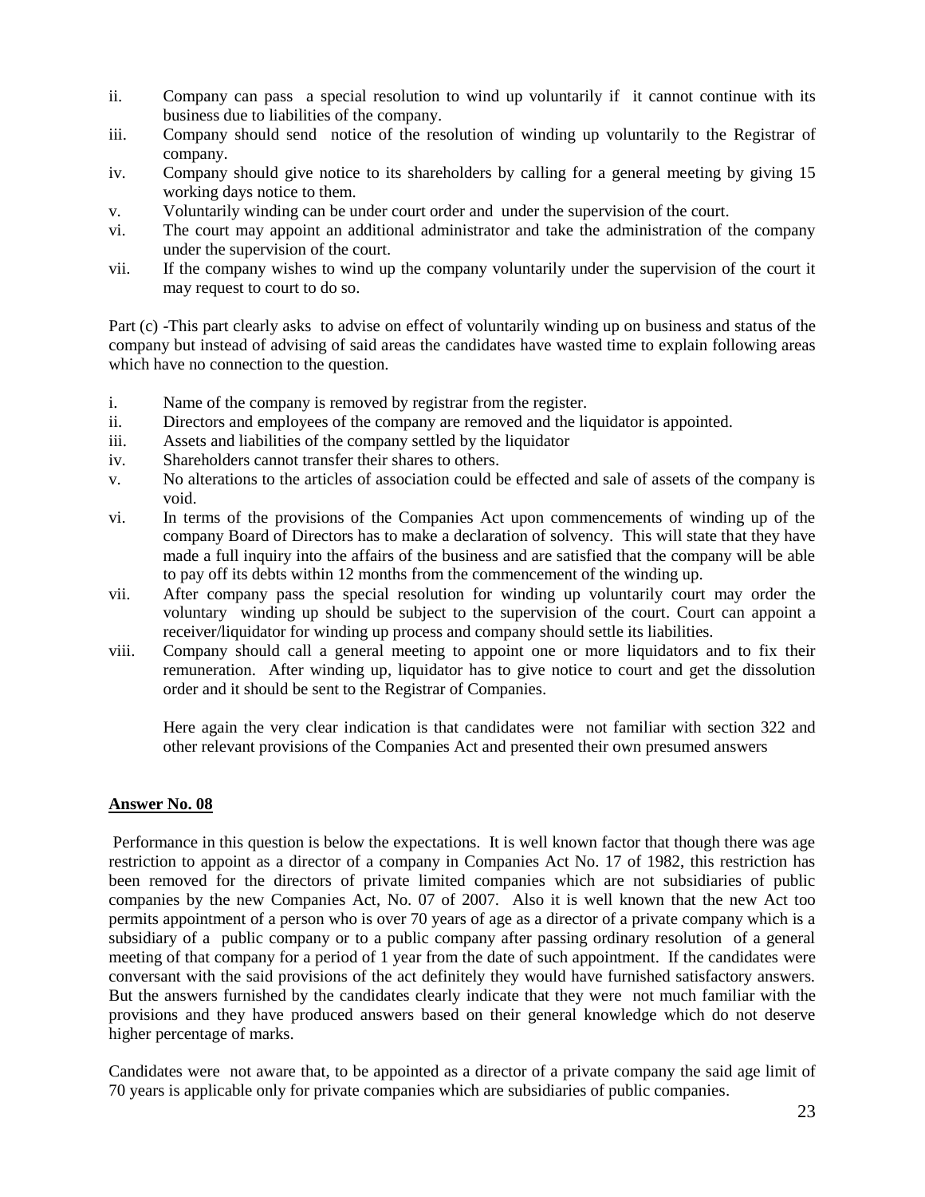ii. Company can pass a special resolution to wind up voluntarily if it cannot continue with its business due to liabilities of the company.
iii. Company should send notice of the resolution of winding up voluntarily to the Registrar of company.
iv. Company should give notice to its shareholders by calling for a general meeting by giving 15 working days notice to them.
v. Voluntarily winding can be under court order and under the supervision of the court.
vi. The court may appoint an additional administrator and take the administration of the company under the supervision of the court.
vii. If the company wishes to wind up the company voluntarily under the supervision of the court it may request to court to do so.

Part (c) -This part clearly asks to advise on effect of voluntarily winding up on business and status of the company but instead of advising of said areas the candidates have wasted time to explain following areas which have no connection to the question.

i. Name of the company is removed by registrar from the register.
ii. Directors and employees of the company are removed and the liquidator is appointed.
iii. Assets and liabilities of the company settled by the liquidator
iv. Shareholders cannot transfer their shares to others.
v. No alterations to the articles of association could be effected and sale of assets of the company is void.
vi. In terms of the provisions of the Companies Act upon commencements of winding up of the company Board of Directors has to make a declaration of solvency. This will state that they have made a full inquiry into the affairs of the business and are satisfied that the company will be able to pay off its debts within 12 months from the commencement of the winding up.
vii. After company pass the special resolution for winding up voluntarily court may order the voluntary winding up should be subject to the supervision of the court. Court can appoint a receiver/liquidator for winding up process and company should settle its liabilities.
viii. Company should call a general meeting to appoint one or more liquidators and to fix their remuneration. After winding up, liquidator has to give notice to court and get the dissolution order and it should be sent to the Registrar of Companies.

Here again the very clear indication is that candidates were not familiar with section 322 and other relevant provisions of the Companies Act and presented their own presumed answers

**Answer No. 08**

Performance in this question is below the expectations. It is well known factor that though there was age restriction to appoint as a director of a company in Companies Act No. 17 of 1982, this restriction has been removed for the directors of private limited companies which are not subsidiaries of public companies by the new Companies Act, No. 07 of 2007. Also it is well known that the new Act too permits appointment of a person who is over 70 years of age as a director of a private company which is a subsidiary of a public company or to a public company after passing ordinary resolution of a general meeting of that company for a period of 1 year from the date of such appointment. If the candidates were conversant with the said provisions of the act definitely they would have furnished satisfactory answers. But the answers furnished by the candidates clearly indicate that they were not much familiar with the provisions and they have produced answers based on their general knowledge which do not deserve higher percentage of marks.

Candidates were not aware that, to be appointed as a director of a private company the said age limit of 70 years is applicable only for private companies which are subsidiaries of public companies.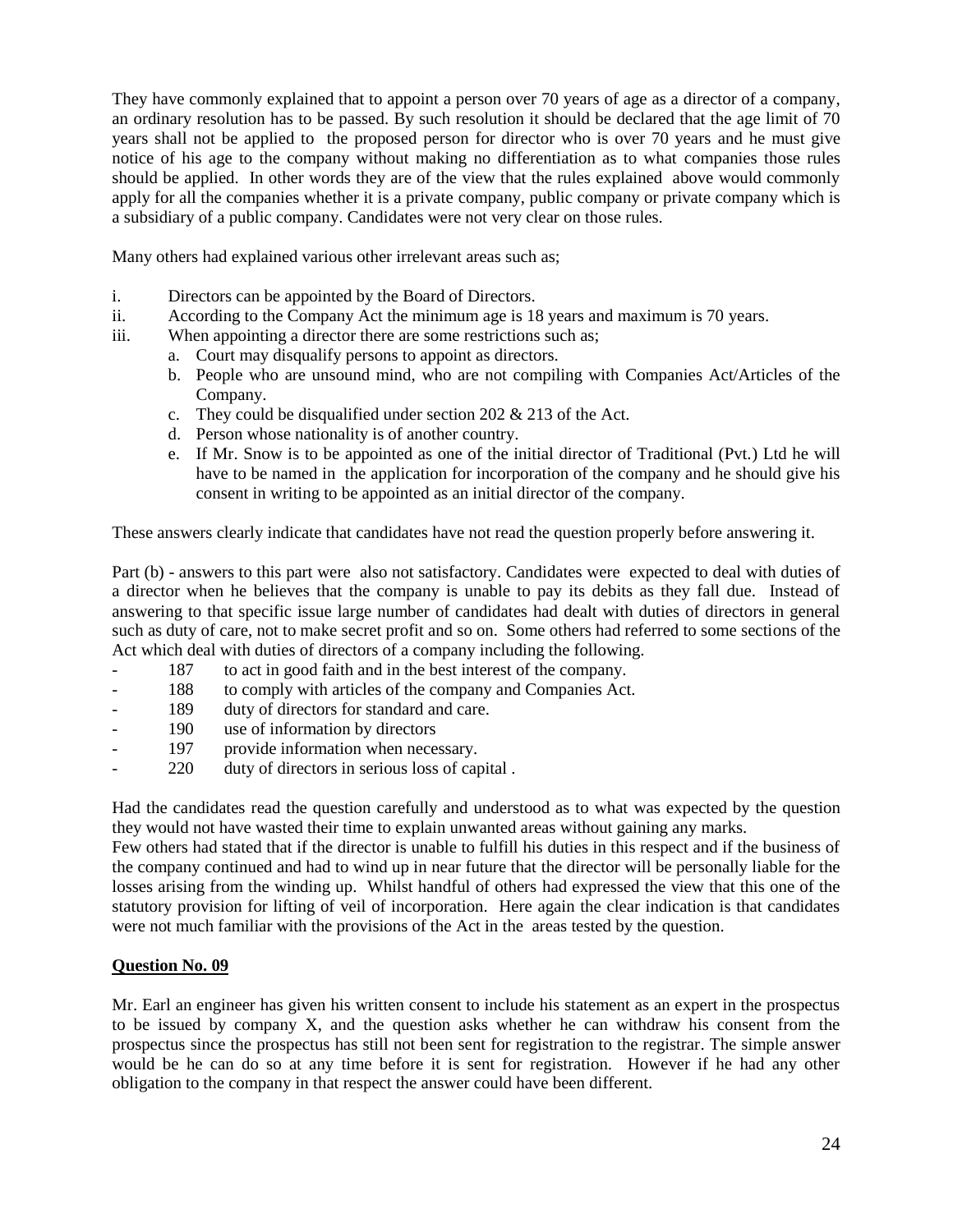They have commonly explained that to appoint a person over 70 years of age as a director of a company, an ordinary resolution has to be passed. By such resolution it should be declared that the age limit of 70 years shall not be applied to the proposed person for director who is over 70 years and he must give notice of his age to the company without making no differentiation as to what companies those rules should be applied. In other words they are of the view that the rules explained above would commonly apply for all the companies whether it is a private company, public company or private company which is a subsidiary of a public company. Candidates were not very clear on those rules.

Many others had explained various other irrelevant areas such as;

i. Directors can be appointed by the Board of Directors.
ii. According to the Company Act the minimum age is 18 years and maximum is 70 years.
iii. When appointing a director there are some restrictions such as;
   a. Court may disqualify persons to appoint as directors.
   b. People who are unsound mind, who are not compiling with Companies Act/Articles of the Company.
   c. They could be disqualified under section 202 & 213 of the Act.
   d. Person whose nationality is of another country.
   e. If Mr. Snow is to be appointed as one of the initial director of Traditional (Pvt.) Ltd he will have to be named in the application for incorporation of the company and he should give his consent in writing to be appointed as an initial director of the company.

These answers clearly indicate that candidates have not read the question properly before answering it.

Part (b) - answers to this part were also not satisfactory. Candidates were expected to deal with duties of a director when he believes that the company is unable to pay its debits as they fall due. Instead of answering to that specific issue large number of candidates had dealt with duties of directors in general such as duty of care, not to make secret profit and so on. Some others had referred to some sections of the Act which deal with duties of directors of a company including the following.

- 187 to act in good faith and in the best interest of the company.
- 188 to comply with articles of the company and Companies Act.
- 189 duty of directors for standard and care.
- 190 use of information by directors
- 197 provide information when necessary.
- 220 duty of directors in serious loss of capital .

Had the candidates read the question carefully and understood as to what was expected by the question they would not have wasted their time to explain unwanted areas without gaining any marks.
Few others had stated that if the director is unable to fulfill his duties in this respect and if the business of the company continued and had to wind up in near future that the director will be personally liable for the losses arising from the winding up. Whilst handful of others had expressed the view that this one of the statutory provision for lifting of veil of incorporation. Here again the clear indication is that candidates were not much familiar with the provisions of the Act in the areas tested by the question.

## Question No. 09

Mr. Earl an engineer has given his written consent to include his statement as an expert in the prospectus to be issued by company X, and the question asks whether he can withdraw his consent from the prospectus since the prospectus has still not been sent for registration to the registrar. The simple answer would be he can do so at any time before it is sent for registration. However if he had any other obligation to the company in that respect the answer could have been different.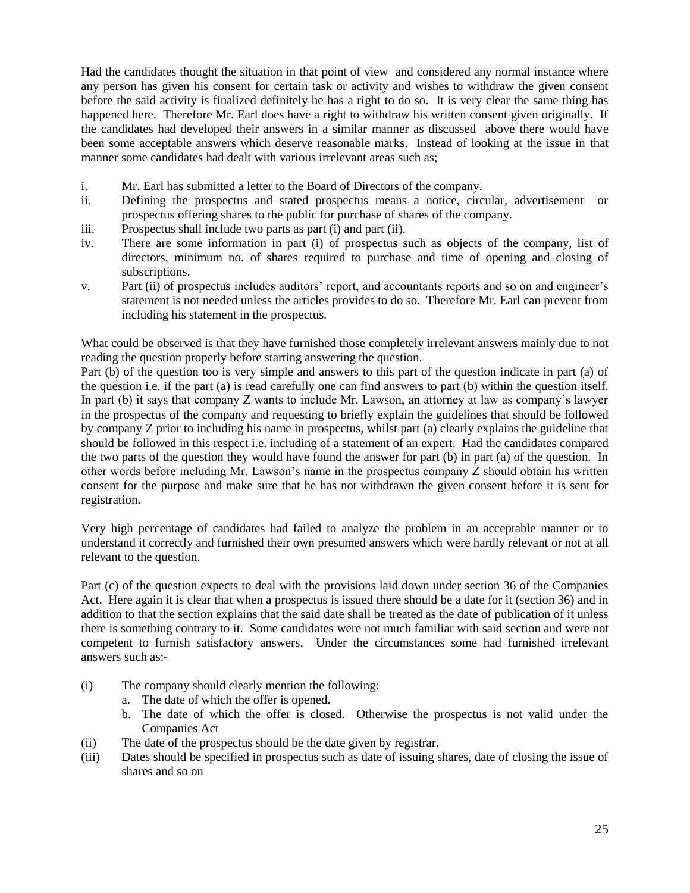Had the candidates thought the situation in that point of view and considered any normal instance where any person has given his consent for certain task or activity and wishes to withdraw the given consent before the said activity is finalized definitely he has a right to do so. It is very clear the same thing has happened here. Therefore Mr. Earl does have a right to withdraw his written consent given originally. If the candidates had developed their answers in a similar manner as discussed above there would have been some acceptable answers which deserve reasonable marks. Instead of looking at the issue in that manner some candidates had dealt with various irrelevant areas such as;

i. Mr. Earl has submitted a letter to the Board of Directors of the company.
ii. Defining the prospectus and stated prospectus means a notice, circular, advertisement or prospectus offering shares to the public for purchase of shares of the company.
iii. Prospectus shall include two parts as part (i) and part (ii).
iv. There are some information in part (i) of prospectus such as objects of the company, list of directors, minimum no. of shares required to purchase and time of opening and closing of subscriptions.
v. Part (ii) of prospectus includes auditors' report, and accountants reports and so on and engineer's statement is not needed unless the articles provides to do so. Therefore Mr. Earl can prevent from including his statement in the prospectus.

What could be observed is that they have furnished those completely irrelevant answers mainly due to not reading the question properly before starting answering the question.

Part (b) of the question too is very simple and answers to this part of the question indicate in part (a) of the question i.e. if the part (a) is read carefully one can find answers to part (b) within the question itself. In part (b) it says that company Z wants to include Mr. Lawson, an attorney at law as company's lawyer in the prospectus of the company and requesting to briefly explain the guidelines that should be followed by company Z prior to including his name in prospectus, whilst part (a) clearly explains the guideline that should be followed in this respect i.e. including of a statement of an expert. Had the candidates compared the two parts of the question they would have found the answer for part (b) in part (a) of the question. In other words before including Mr. Lawson's name in the prospectus company Z should obtain his written consent for the purpose and make sure that he has not withdrawn the given consent before it is sent for registration.

Very high percentage of candidates had failed to analyze the problem in an acceptable manner or to understand it correctly and furnished their own presumed answers which were hardly relevant or not at all relevant to the question.

Part (c) of the question expects to deal with the provisions laid down under section 36 of the Companies Act. Here again it is clear that when a prospectus is issued there should be a date for it (section 36) and in addition to that the section explains that the said date shall be treated as the date of publication of it unless there is something contrary to it. Some candidates were not much familiar with said section and were not competent to furnish satisfactory answers. Under the circumstances some had furnished irrelevant answers such as:-

(i) The company should clearly mention the following:
    a. The date of which the offer is opened.
    b. The date of which the offer is closed. Otherwise the prospectus is not valid under the Companies Act
(ii) The date of the prospectus should be the date given by registrar.
(iii) Dates should be specified in prospectus such as date of issuing shares, date of closing the issue of shares and so on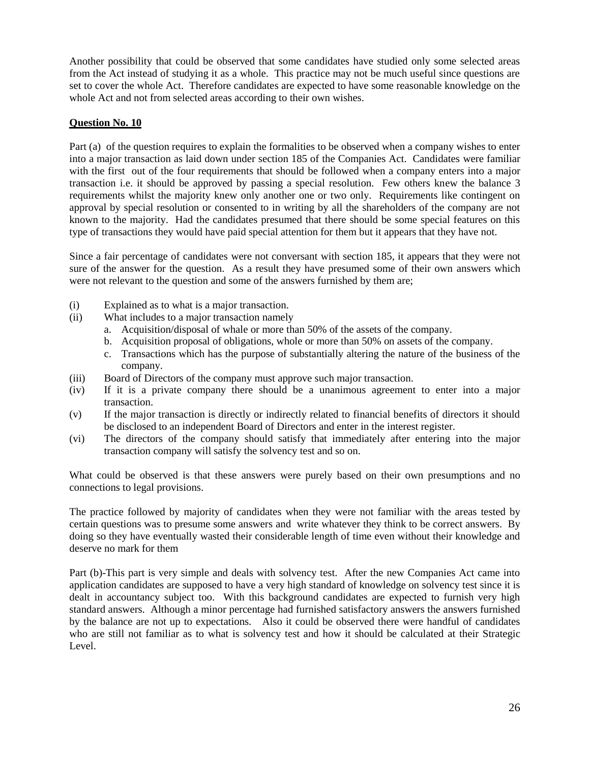Another possibility that could be observed that some candidates have studied only some selected areas from the Act instead of studying it as a whole. This practice may not be much useful since questions are set to cover the whole Act. Therefore candidates are expected to have some reasonable knowledge on the whole Act and not from selected areas according to their own wishes.

**Question No. 10**

Part (a) of the question requires to explain the formalities to be observed when a company wishes to enter into a major transaction as laid down under section 185 of the Companies Act. Candidates were familiar with the first out of the four requirements that should be followed when a company enters into a major transaction i.e. it should be approved by passing a special resolution. Few others knew the balance 3 requirements whilst the majority knew only another one or two only. Requirements like contingent on approval by special resolution or consented to in writing by all the shareholders of the company are not known to the majority. Had the candidates presumed that there should be some special features on this type of transactions they would have paid special attention for them but it appears that they have not.

Since a fair percentage of candidates were not conversant with section 185, it appears that they were not sure of the answer for the question. As a result they have presumed some of their own answers which were not relevant to the question and some of the answers furnished by them are;

(i) Explained as to what is a major transaction.
(ii) What includes to a major transaction namely
   a. Acquisition/disposal of whale or more than 50% of the assets of the company.
   b. Acquisition proposal of obligations, whole or more than 50% on assets of the company.
   c. Transactions which has the purpose of substantially altering the nature of the business of the company.
(iii) Board of Directors of the company must approve such major transaction.
(iv) If it is a private company there should be a unanimous agreement to enter into a major transaction.
(v) If the major transaction is directly or indirectly related to financial benefits of directors it should be disclosed to an independent Board of Directors and enter in the interest register.
(vi) The directors of the company should satisfy that immediately after entering into the major transaction company will satisfy the solvency test and so on.

What could be observed is that these answers were purely based on their own presumptions and no connections to legal provisions.

The practice followed by majority of candidates when they were not familiar with the areas tested by certain questions was to presume some answers and write whatever they think to be correct answers. By doing so they have eventually wasted their considerable length of time even without their knowledge and deserve no mark for them

Part (b)-This part is very simple and deals with solvency test. After the new Companies Act came into application candidates are supposed to have a very high standard of knowledge on solvency test since it is dealt in accountancy subject too. With this background candidates are expected to furnish very high standard answers. Although a minor percentage had furnished satisfactory answers the answers furnished by the balance are not up to expectations. Also it could be observed there were handful of candidates who are still not familiar as to what is solvency test and how it should be calculated at their Strategic Level.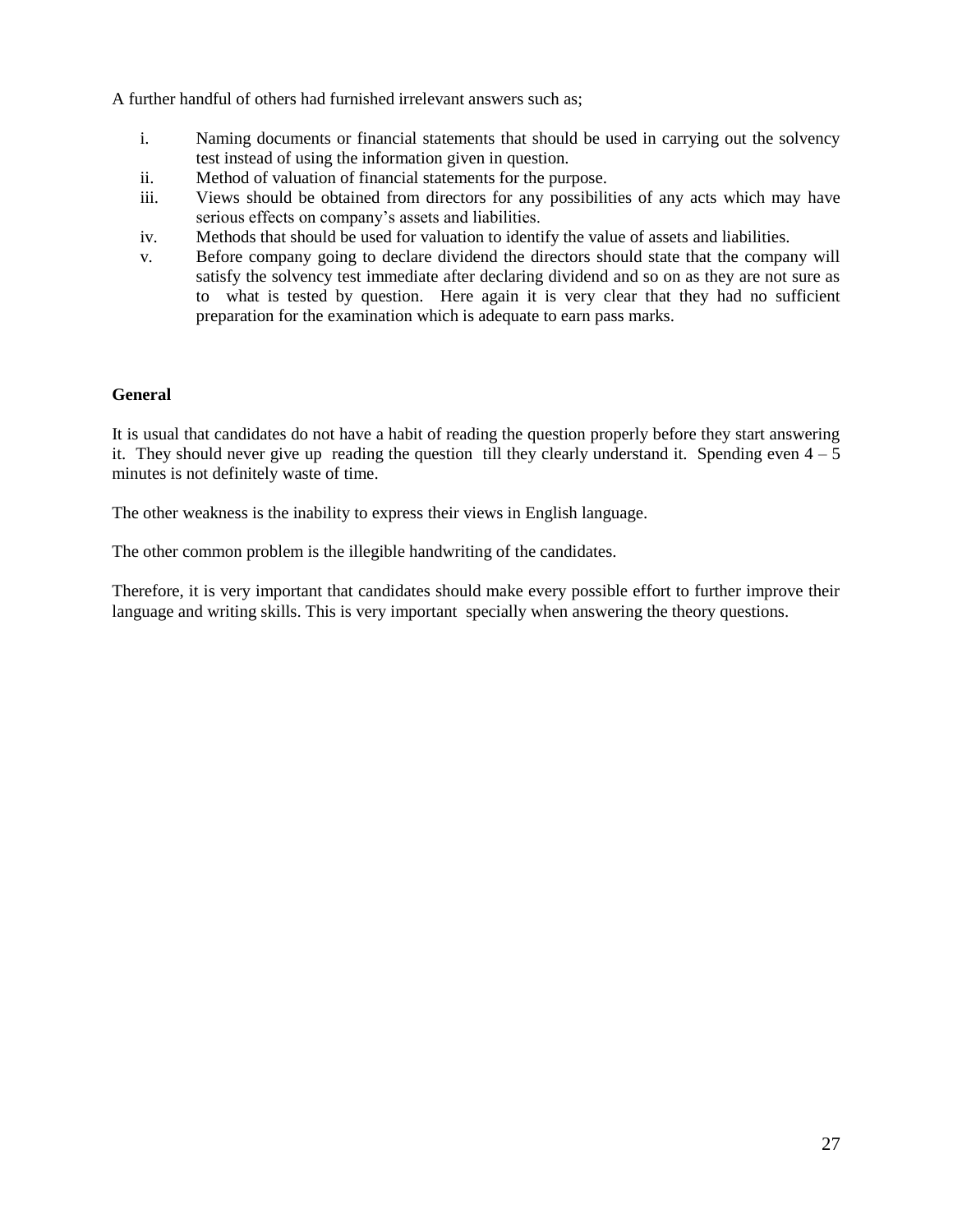A further handful of others had furnished irrelevant answers such as;

i. Naming documents or financial statements that should be used in carrying out the solvency test instead of using the information given in question.
ii. Method of valuation of financial statements for the purpose.
iii. Views should be obtained from directors for any possibilities of any acts which may have serious effects on company's assets and liabilities.
iv. Methods that should be used for valuation to identify the value of assets and liabilities.
v. Before company going to declare dividend the directors should state that the company will satisfy the solvency test immediate after declaring dividend and so on as they are not sure as to what is tested by question. Here again it is very clear that they had no sufficient preparation for the examination which is adequate to earn pass marks.

**General**

It is usual that candidates do not have a habit of reading the question properly before they start answering it. They should never give up reading the question till they clearly understand it. Spending even 4 – 5 minutes is not definitely waste of time.

The other weakness is the inability to express their views in English language.

The other common problem is the illegible handwriting of the candidates.

Therefore, it is very important that candidates should make every possible effort to further improve their language and writing skills. This is very important specially when answering the theory questions.